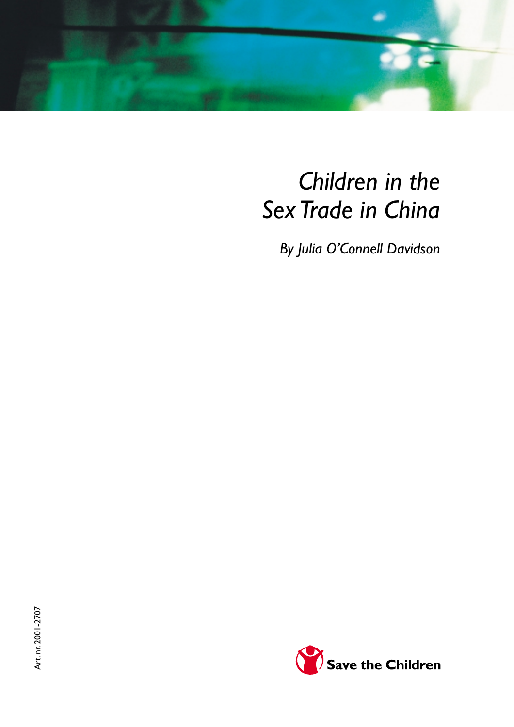# *Children in the Sex Trade in China*

*By Julia O'Connell Davidson*

Art. nr. 2001-2707

Save the Children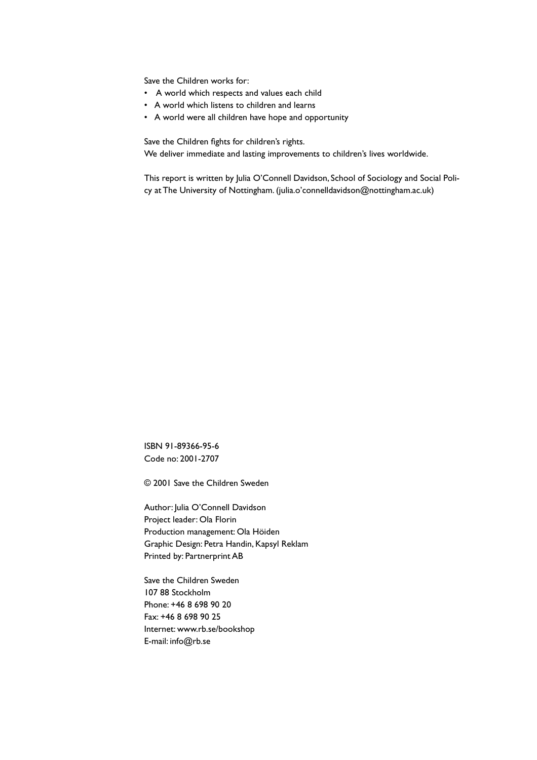Save the Children works for:

- A world which respects and values each child
- A world which listens to children and learns
- A world were all children have hope and opportunity

Save the Children fights for children's rights.
We deliver immediate and lasting improvements to children's lives worldwide.

This report is written by Julia O'Connell Davidson, School of Sociology and Social Policy at The University of Nottingham. (julia.o'connelldavidson@nottingham.ac.uk)

ISBN 91-89366-95-6
Code no: 2001-2707

© 2001 Save the Children Sweden

Author: Julia O'Connell Davidson
Project leader: Ola Florin
Production management: Ola Höiden
Graphic Design: Petra Handin, Kapsyl Reklam
Printed by: Partnerprint AB

Save the Children Sweden
107 88 Stockholm
Phone: +46 8 698 90 20
Fax: +46 8 698 90 25
Internet: www.rb.se/bookshop
E-mail: info@rb.se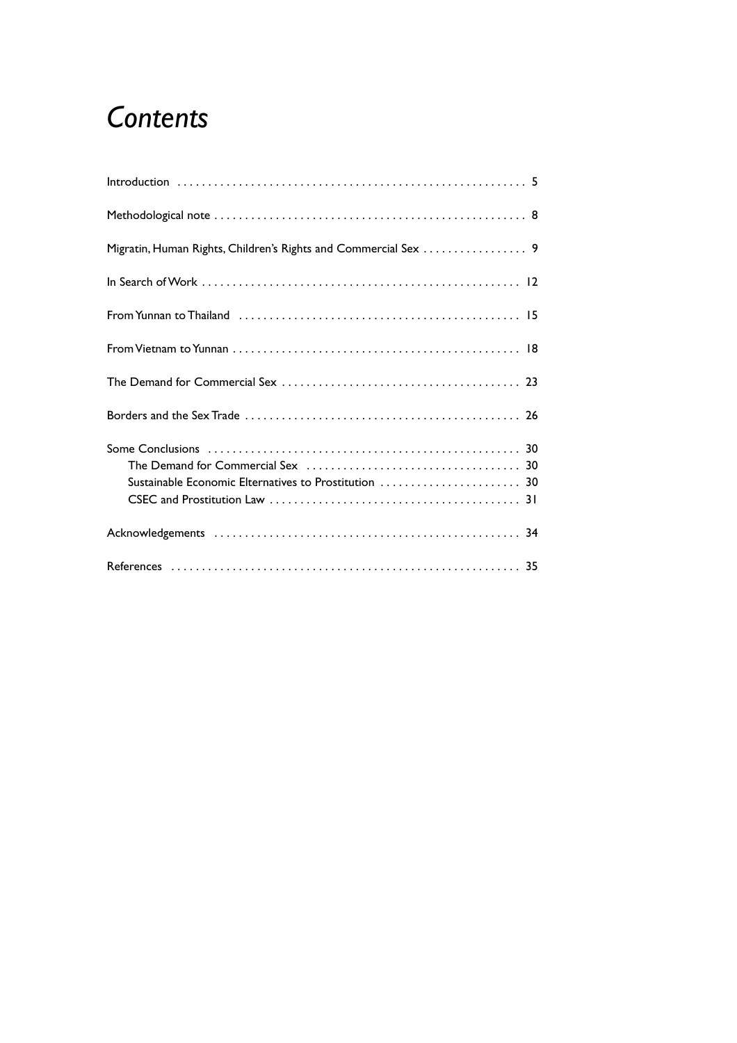# *Contents*

Introduction . . . . . . . . . . . . . . . . . . . . . . . . . . . . . . . . . . . . . . . . . . . . . . . . . . . . . . . . . 5

Methodological note . . . . . . . . . . . . . . . . . . . . . . . . . . . . . . . . . . . . . . . . . . . . . . . . . . 8

Migratin, Human Rights, Children's Rights and Commercial Sex . . . . . . . . . . . . . . . . . 9

In Search of Work . . . . . . . . . . . . . . . . . . . . . . . . . . . . . . . . . . . . . . . . . . . . . . . . . . . . 12

From Yunnan to Thailand . . . . . . . . . . . . . . . . . . . . . . . . . . . . . . . . . . . . . . . . . . . . . 15

From Vietnam to Yunnan . . . . . . . . . . . . . . . . . . . . . . . . . . . . . . . . . . . . . . . . . . . . . . 18

The Demand for Commercial Sex . . . . . . . . . . . . . . . . . . . . . . . . . . . . . . . . . . . . . . . 23

Borders and the Sex Trade . . . . . . . . . . . . . . . . . . . . . . . . . . . . . . . . . . . . . . . . . . . . 26

Some Conclusions . . . . . . . . . . . . . . . . . . . . . . . . . . . . . . . . . . . . . . . . . . . . . . . . . . 30
- The Demand for Commercial Sex . . . . . . . . . . . . . . . . . . . . . . . . . . . . . . . . . . 30
- Sustainable Economic Elternatives to Prostitution . . . . . . . . . . . . . . . . . . . . . . . 30
- CSEC and Prostitution Law . . . . . . . . . . . . . . . . . . . . . . . . . . . . . . . . . . . . . . . . 31

Acknowledgements . . . . . . . . . . . . . . . . . . . . . . . . . . . . . . . . . . . . . . . . . . . . . . . . . . 34

References . . . . . . . . . . . . . . . . . . . . . . . . . . . . . . . . . . . . . . . . . . . . . . . . . . . . . . . . . 35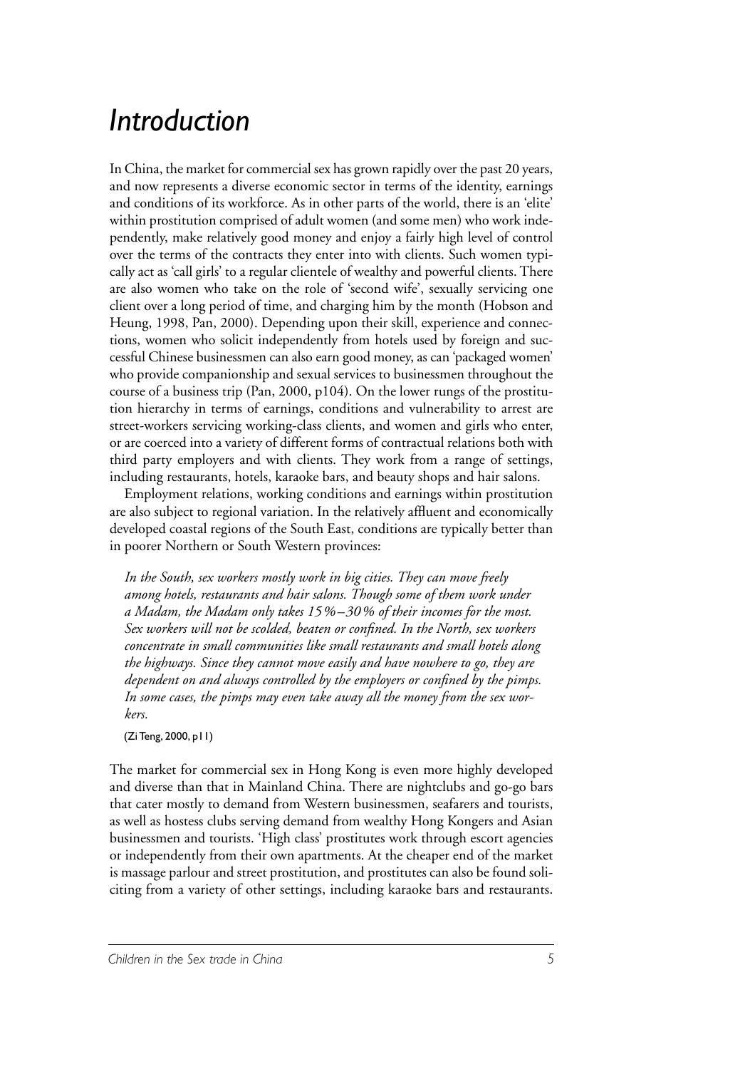# Introduction

In China, the market for commercial sex has grown rapidly over the past 20 years, and now represents a diverse economic sector in terms of the identity, earnings and conditions of its workforce. As in other parts of the world, there is an 'elite' within prostitution comprised of adult women (and some men) who work independently, make relatively good money and enjoy a fairly high level of control over the terms of the contracts they enter into with clients. Such women typically act as 'call girls' to a regular clientele of wealthy and powerful clients. There are also women who take on the role of 'second wife', sexually servicing one client over a long period of time, and charging him by the month (Hobson and Heung, 1998, Pan, 2000). Depending upon their skill, experience and connections, women who solicit independently from hotels used by foreign and successful Chinese businessmen can also earn good money, as can 'packaged women' who provide companionship and sexual services to businessmen throughout the course of a business trip (Pan, 2000, p104). On the lower rungs of the prostitution hierarchy in terms of earnings, conditions and vulnerability to arrest are street-workers servicing working-class clients, and women and girls who enter, or are coerced into a variety of different forms of contractual relations both with third party employers and with clients. They work from a range of settings, including restaurants, hotels, karaoke bars, and beauty shops and hair salons.

Employment relations, working conditions and earnings within prostitution are also subject to regional variation. In the relatively affluent and economically developed coastal regions of the South East, conditions are typically better than in poorer Northern or South Western provinces:

> *In the South, sex workers mostly work in big cities. They can move freely among hotels, restaurants and hair salons. Though some of them work under a Madam, the Madam only takes 15%–30% of their incomes for the most. Sex workers will not be scolded, beaten or confined. In the North, sex workers concentrate in small communities like small restaurants and small hotels along the highways. Since they cannot move easily and have nowhere to go, they are dependent on and always controlled by the employers or confined by the pimps. In some cases, the pimps may even take away all the money from the sex workers.*
>
> (Zi Teng, 2000, p11)

The market for commercial sex in Hong Kong is even more highly developed and diverse than that in Mainland China. There are nightclubs and go-go bars that cater mostly to demand from Western businessmen, seafarers and tourists, as well as hostess clubs serving demand from wealthy Hong Kongers and Asian businessmen and tourists. 'High class' prostitutes work through escort agencies or independently from their own apartments. At the cheaper end of the market is massage parlour and street prostitution, and prostitutes can also be found soliciting from a variety of other settings, including karaoke bars and restaurants.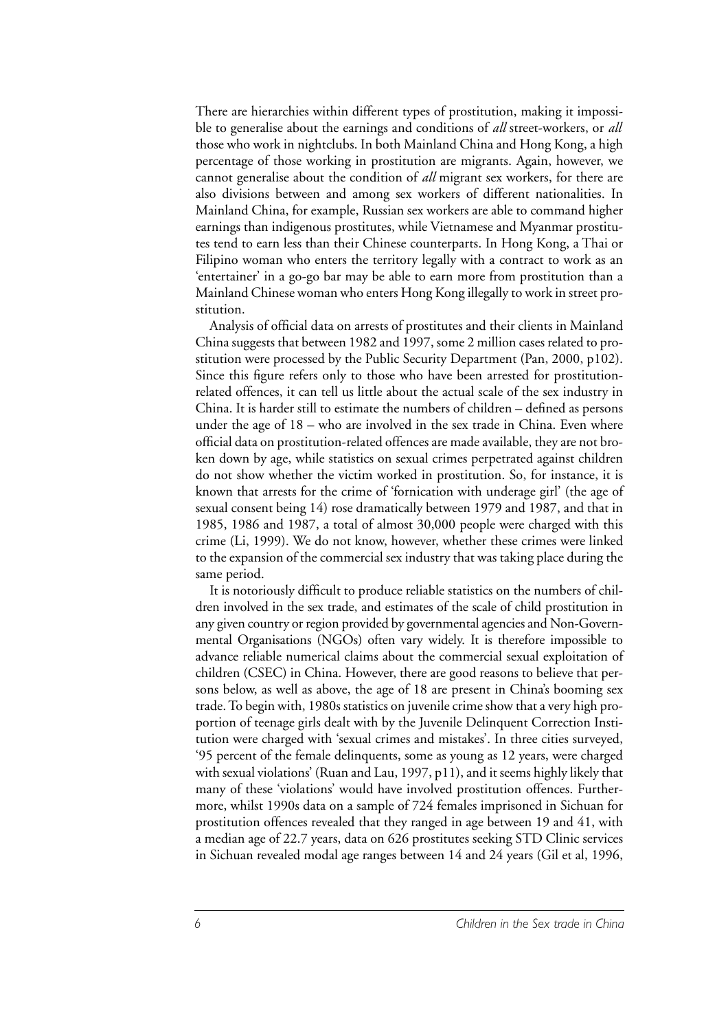There are hierarchies within different types of prostitution, making it impossible to generalise about the earnings and conditions of *all* street-workers, or *all* those who work in nightclubs. In both Mainland China and Hong Kong, a high percentage of those working in prostitution are migrants. Again, however, we cannot generalise about the condition of *all* migrant sex workers, for there are also divisions between and among sex workers of different nationalities. In Mainland China, for example, Russian sex workers are able to command higher earnings than indigenous prostitutes, while Vietnamese and Myanmar prostitutes tend to earn less than their Chinese counterparts. In Hong Kong, a Thai or Filipino woman who enters the territory legally with a contract to work as an 'entertainer' in a go-go bar may be able to earn more from prostitution than a Mainland Chinese woman who enters Hong Kong illegally to work in street prostitution.

Analysis of official data on arrests of prostitutes and their clients in Mainland China suggests that between 1982 and 1997, some 2 million cases related to prostitution were processed by the Public Security Department (Pan, 2000, p102). Since this figure refers only to those who have been arrested for prostitution-related offences, it can tell us little about the actual scale of the sex industry in China. It is harder still to estimate the numbers of children – defined as persons under the age of 18 – who are involved in the sex trade in China. Even where official data on prostitution-related offences are made available, they are not broken down by age, while statistics on sexual crimes perpetrated against children do not show whether the victim worked in prostitution. So, for instance, it is known that arrests for the crime of 'fornication with underage girl' (the age of sexual consent being 14) rose dramatically between 1979 and 1987, and that in 1985, 1986 and 1987, a total of almost 30,000 people were charged with this crime (Li, 1999). We do not know, however, whether these crimes were linked to the expansion of the commercial sex industry that was taking place during the same period.

It is notoriously difficult to produce reliable statistics on the numbers of children involved in the sex trade, and estimates of the scale of child prostitution in any given country or region provided by governmental agencies and Non-Governmental Organisations (NGOs) often vary widely. It is therefore impossible to advance reliable numerical claims about the commercial sexual exploitation of children (CSEC) in China. However, there are good reasons to believe that persons below, as well as above, the age of 18 are present in China's booming sex trade. To begin with, 1980s statistics on juvenile crime show that a very high proportion of teenage girls dealt with by the Juvenile Delinquent Correction Institution were charged with 'sexual crimes and mistakes'. In three cities surveyed, '95 percent of the female delinquents, some as young as 12 years, were charged with sexual violations' (Ruan and Lau, 1997, p11), and it seems highly likely that many of these 'violations' would have involved prostitution offences. Furthermore, whilst 1990s data on a sample of 724 females imprisoned in Sichuan for prostitution offences revealed that they ranged in age between 19 and 41, with a median age of 22.7 years, data on 626 prostitutes seeking STD Clinic services in Sichuan revealed modal age ranges between 14 and 24 years (Gil et al, 1996,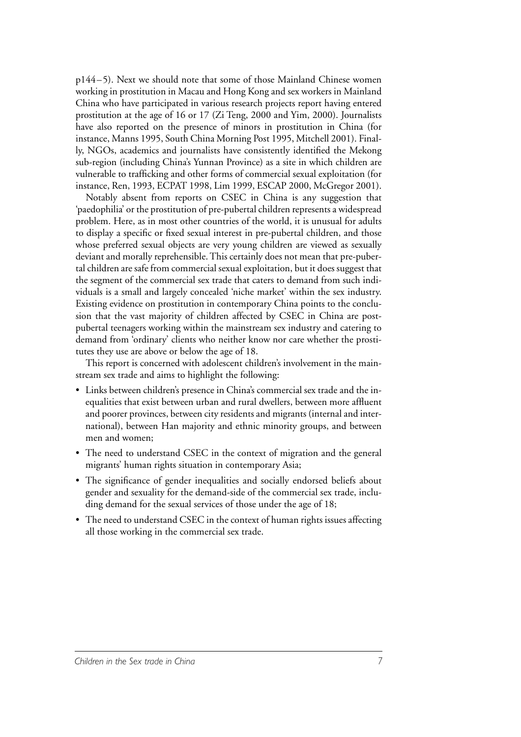p144–5). Next we should note that some of those Mainland Chinese women working in prostitution in Macau and Hong Kong and sex workers in Mainland China who have participated in various research projects report having entered prostitution at the age of 16 or 17 (Zi Teng, 2000 and Yim, 2000). Journalists have also reported on the presence of minors in prostitution in China (for instance, Manns 1995, South China Morning Post 1995, Mitchell 2001). Finally, NGOs, academics and journalists have consistently identified the Mekong sub-region (including China's Yunnan Province) as a site in which children are vulnerable to trafficking and other forms of commercial sexual exploitation (for instance, Ren, 1993, ECPAT 1998, Lim 1999, ESCAP 2000, McGregor 2001).

Notably absent from reports on CSEC in China is any suggestion that 'paedophilia' or the prostitution of pre-pubertal children represents a widespread problem. Here, as in most other countries of the world, it is unusual for adults to display a specific or fixed sexual interest in pre-pubertal children, and those whose preferred sexual objects are very young children are viewed as sexually deviant and morally reprehensible. This certainly does not mean that pre-pubertal children are safe from commercial sexual exploitation, but it does suggest that the segment of the commercial sex trade that caters to demand from such individuals is a small and largely concealed 'niche market' within the sex industry. Existing evidence on prostitution in contemporary China points to the conclusion that the vast majority of children affected by CSEC in China are post-pubertal teenagers working within the mainstream sex industry and catering to demand from 'ordinary' clients who neither know nor care whether the prostitutes they use are above or below the age of 18.

This report is concerned with adolescent children's involvement in the mainstream sex trade and aims to highlight the following:

- Links between children's presence in China's commercial sex trade and the inequalities that exist between urban and rural dwellers, between more affluent and poorer provinces, between city residents and migrants (internal and international), between Han majority and ethnic minority groups, and between men and women;
- The need to understand CSEC in the context of migration and the general migrants' human rights situation in contemporary Asia;
- The significance of gender inequalities and socially endorsed beliefs about gender and sexuality for the demand-side of the commercial sex trade, including demand for the sexual services of those under the age of 18;
- The need to understand CSEC in the context of human rights issues affecting all those working in the commercial sex trade.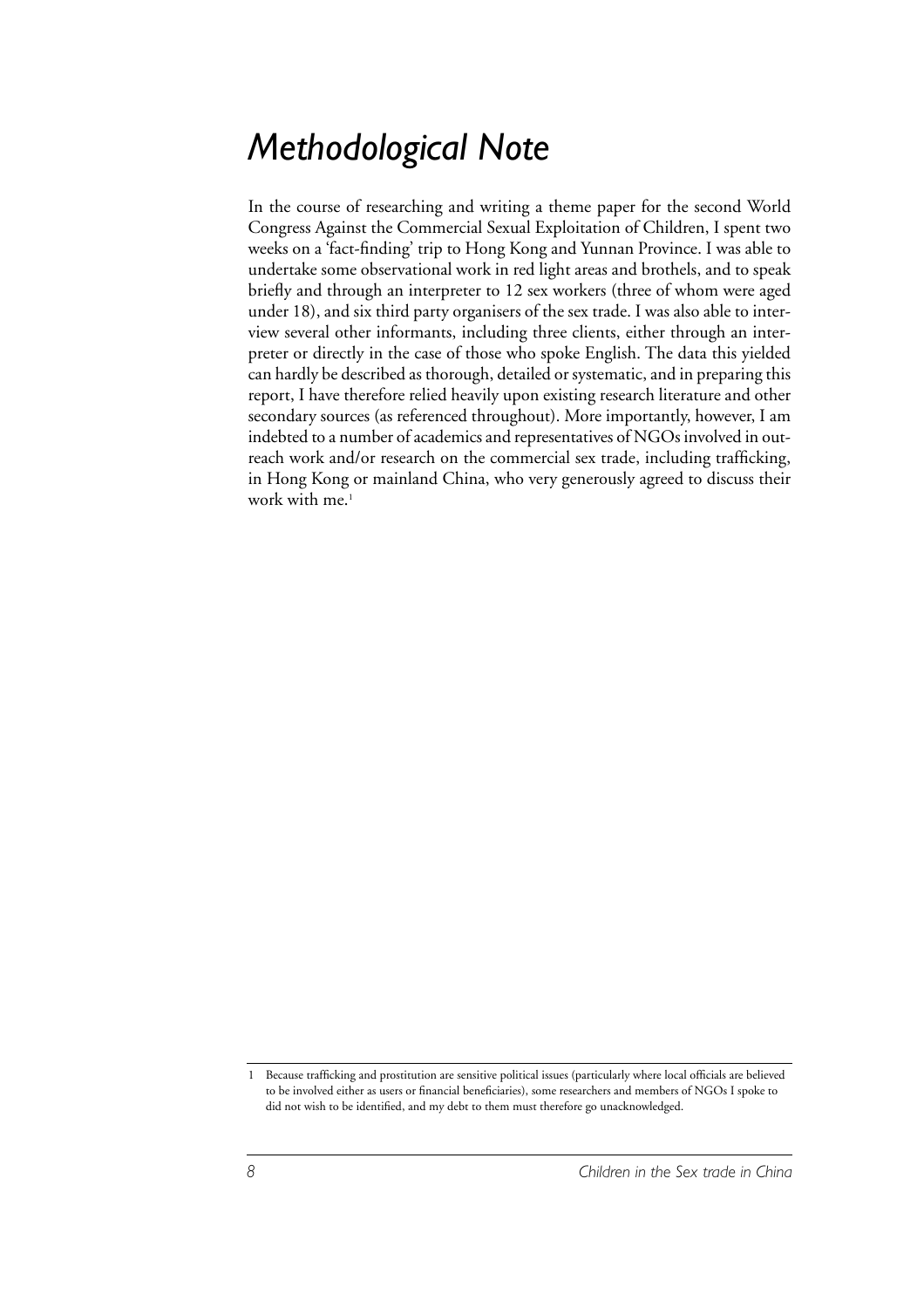# *Methodological Note*

In the course of researching and writing a theme paper for the second World Congress Against the Commercial Sexual Exploitation of Children, I spent two weeks on a 'fact-finding' trip to Hong Kong and Yunnan Province. I was able to undertake some observational work in red light areas and brothels, and to speak briefly and through an interpreter to 12 sex workers (three of whom were aged under 18), and six third party organisers of the sex trade. I was also able to interview several other informants, including three clients, either through an interpreter or directly in the case of those who spoke English. The data this yielded can hardly be described as thorough, detailed or systematic, and in preparing this report, I have therefore relied heavily upon existing research literature and other secondary sources (as referenced throughout). More importantly, however, I am indebted to a number of academics and representatives of NGOs involved in outreach work and/or research on the commercial sex trade, including trafficking, in Hong Kong or mainland China, who very generously agreed to discuss their work with me.[1]

[1] Because trafficking and prostitution are sensitive political issues (particularly where local officials are believed to be involved either as users or financial beneficiaries), some researchers and members of NGOs I spoke to did not wish to be identified, and my debt to them must therefore go unacknowledged.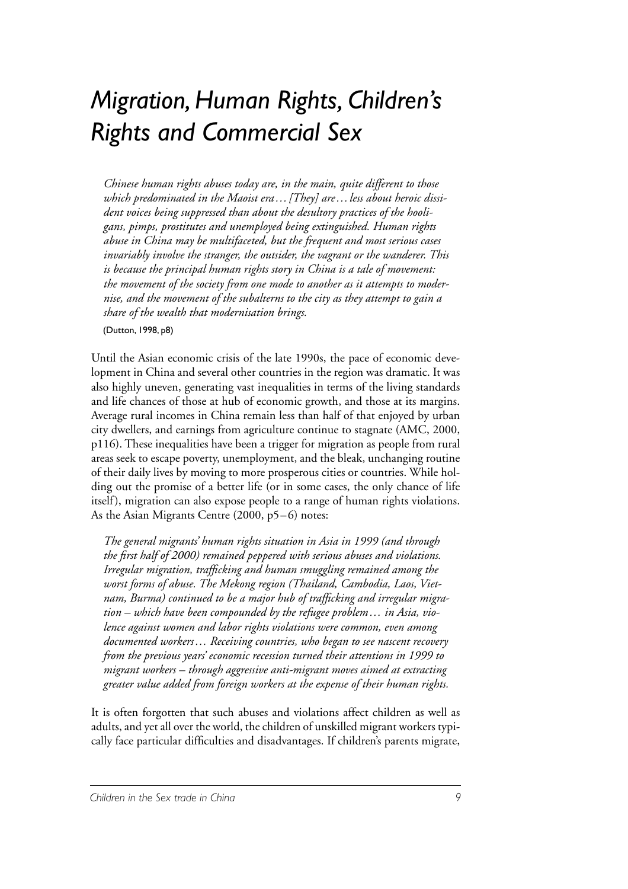# *Migration, Human Rights, Children's Rights and Commercial Sex*

> *Chinese human rights abuses today are, in the main, quite different to those which predominated in the Maoist era… [They] are… less about heroic dissident voices being suppressed than about the desultory practices of the hooligans, pimps, prostitutes and unemployed being extinguished. Human rights abuse in China may be multifaceted, but the frequent and most serious cases invariably involve the stranger, the outsider, the vagrant or the wanderer. This is because the principal human rights story in China is a tale of movement: the movement of the society from one mode to another as it attempts to modernise, and the movement of the subalterns to the city as they attempt to gain a share of the wealth that modernisation brings.*
>
> (Dutton, 1998, p8)

Until the Asian economic crisis of the late 1990s, the pace of economic development in China and several other countries in the region was dramatic. It was also highly uneven, generating vast inequalities in terms of the living standards and life chances of those at hub of economic growth, and those at its margins. Average rural incomes in China remain less than half of that enjoyed by urban city dwellers, and earnings from agriculture continue to stagnate (AMC, 2000, p116). These inequalities have been a trigger for migration as people from rural areas seek to escape poverty, unemployment, and the bleak, unchanging routine of their daily lives by moving to more prosperous cities or countries. While holding out the promise of a better life (or in some cases, the only chance of life itself), migration can also expose people to a range of human rights violations. As the Asian Migrants Centre (2000, p5–6) notes:

> *The general migrants' human rights situation in Asia in 1999 (and through the first half of 2000) remained peppered with serious abuses and violations. Irregular migration, trafficking and human smuggling remained among the worst forms of abuse. The Mekong region (Thailand, Cambodia, Laos, Vietnam, Burma) continued to be a major hub of trafficking and irregular migration – which have been compounded by the refugee problem… in Asia, violence against women and labor rights violations were common, even among documented workers… Receiving countries, who began to see nascent recovery from the previous years' economic recession turned their attentions in 1999 to migrant workers – through aggressive anti-migrant moves aimed at extracting greater value added from foreign workers at the expense of their human rights.*

It is often forgotten that such abuses and violations affect children as well as adults, and yet all over the world, the children of unskilled migrant workers typically face particular difficulties and disadvantages. If children's parents migrate,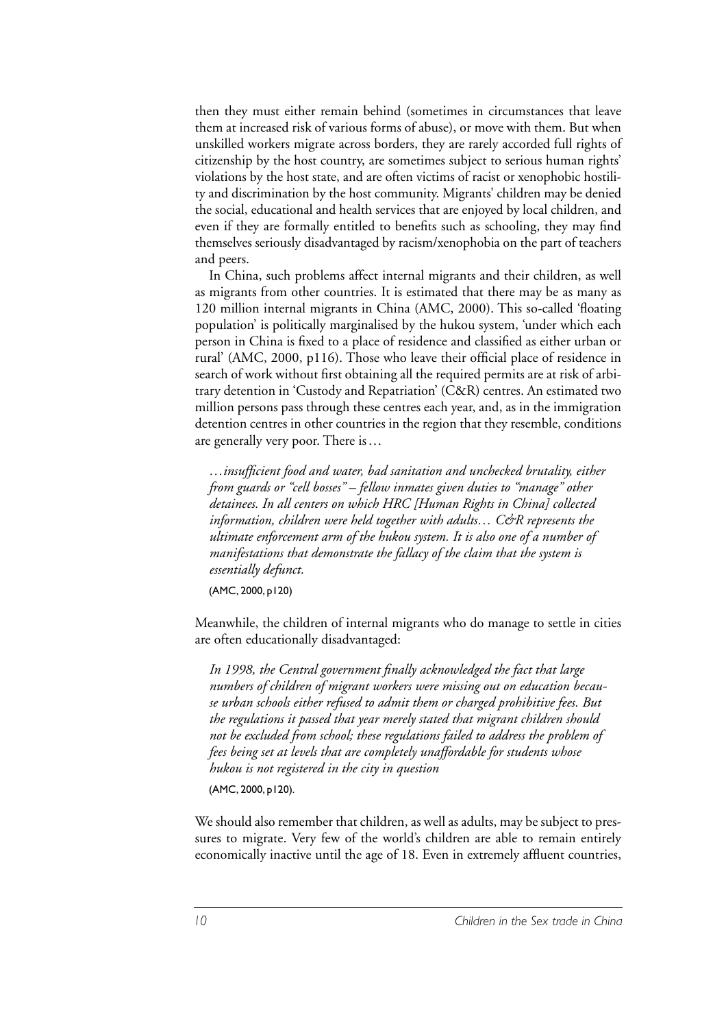then they must either remain behind (sometimes in circumstances that leave them at increased risk of various forms of abuse), or move with them. But when unskilled workers migrate across borders, they are rarely accorded full rights of citizenship by the host country, are sometimes subject to serious human rights' violations by the host state, and are often victims of racist or xenophobic hostility and discrimination by the host community. Migrants' children may be denied the social, educational and health services that are enjoyed by local children, and even if they are formally entitled to benefits such as schooling, they may find themselves seriously disadvantaged by racism/xenophobia on the part of teachers and peers.

In China, such problems affect internal migrants and their children, as well as migrants from other countries. It is estimated that there may be as many as 120 million internal migrants in China (AMC, 2000). This so-called 'floating population' is politically marginalised by the hukou system, 'under which each person in China is fixed to a place of residence and classified as either urban or rural' (AMC, 2000, p116). Those who leave their official place of residence in search of work without first obtaining all the required permits are at risk of arbitrary detention in 'Custody and Repatriation' (C&R) centres. An estimated two million persons pass through these centres each year, and, as in the immigration detention centres in other countries in the region that they resemble, conditions are generally very poor. There is…

> *…insufficient food and water, bad sanitation and unchecked brutality, either from guards or "cell bosses" – fellow inmates given duties to "manage" other detainees. In all centers on which HRC [Human Rights in China] collected information, children were held together with adults… C&R represents the ultimate enforcement arm of the hukou system. It is also one of a number of manifestations that demonstrate the fallacy of the claim that the system is essentially defunct.*
>
> (AMC, 2000, p120)

Meanwhile, the children of internal migrants who do manage to settle in cities are often educationally disadvantaged:

> *In 1998, the Central government finally acknowledged the fact that large numbers of children of migrant workers were missing out on education because urban schools either refused to admit them or charged prohibitive fees. But the regulations it passed that year merely stated that migrant children should not be excluded from school; these regulations failed to address the problem of fees being set at levels that are completely unaffordable for students whose hukou is not registered in the city in question*
>
> (AMC, 2000, p120).

We should also remember that children, as well as adults, may be subject to pressures to migrate. Very few of the world's children are able to remain entirely economically inactive until the age of 18. Even in extremely affluent countries,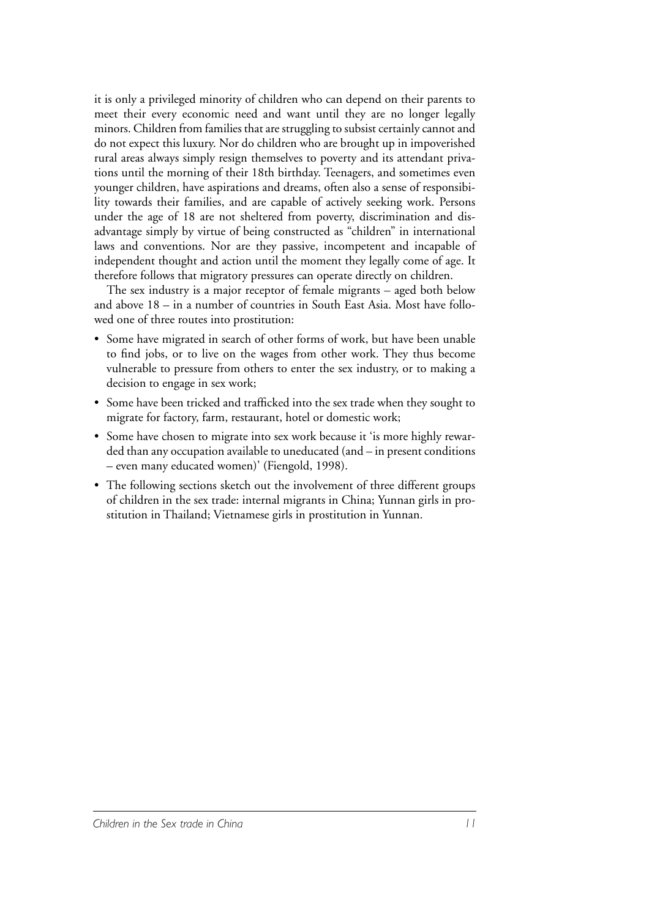it is only a privileged minority of children who can depend on their parents to meet their every economic need and want until they are no longer legally minors. Children from families that are struggling to subsist certainly cannot and do not expect this luxury. Nor do children who are brought up in impoverished rural areas always simply resign themselves to poverty and its attendant privations until the morning of their 18th birthday. Teenagers, and sometimes even younger children, have aspirations and dreams, often also a sense of responsibility towards their families, and are capable of actively seeking work. Persons under the age of 18 are not sheltered from poverty, discrimination and disadvantage simply by virtue of being constructed as "children" in international laws and conventions. Nor are they passive, incompetent and incapable of independent thought and action until the moment they legally come of age. It therefore follows that migratory pressures can operate directly on children.

The sex industry is a major receptor of female migrants – aged both below and above 18 – in a number of countries in South East Asia. Most have followed one of three routes into prostitution:

- Some have migrated in search of other forms of work, but have been unable to find jobs, or to live on the wages from other work. They thus become vulnerable to pressure from others to enter the sex industry, or to making a decision to engage in sex work;
- Some have been tricked and trafficked into the sex trade when they sought to migrate for factory, farm, restaurant, hotel or domestic work;
- Some have chosen to migrate into sex work because it 'is more highly rewarded than any occupation available to uneducated (and – in present conditions – even many educated women)' (Fiengold, 1998).
- The following sections sketch out the involvement of three different groups of children in the sex trade: internal migrants in China; Yunnan girls in prostitution in Thailand; Vietnamese girls in prostitution in Yunnan.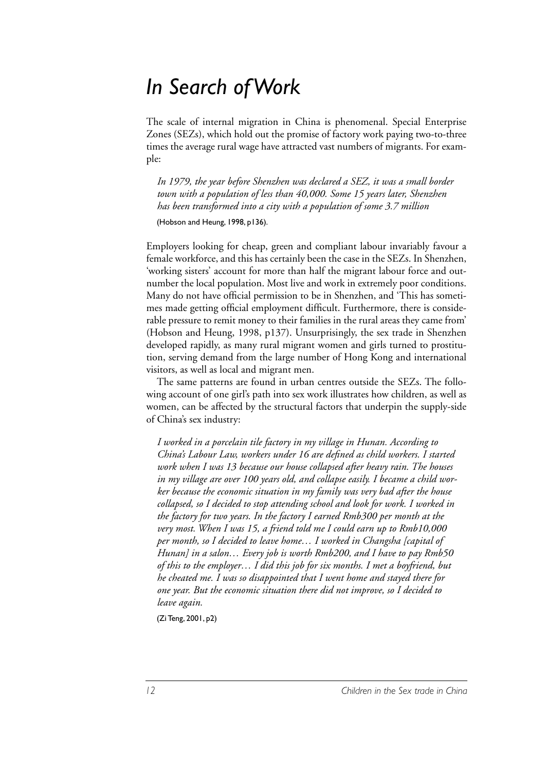# *In Search of Work*

The scale of internal migration in China is phenomenal. Special Enterprise Zones (SEZs), which hold out the promise of factory work paying two-to-three times the average rural wage have attracted vast numbers of migrants. For example:

> *In 1979, the year before Shenzhen was declared a SEZ, it was a small border town with a population of less than 40,000. Some 15 years later, Shenzhen has been transformed into a city with a population of some 3.7 million*
>
> (Hobson and Heung, 1998, p136).

Employers looking for cheap, green and compliant labour invariably favour a female workforce, and this has certainly been the case in the SEZs. In Shenzhen, 'working sisters' account for more than half the migrant labour force and outnumber the local population. Most live and work in extremely poor conditions. Many do not have official permission to be in Shenzhen, and 'This has sometimes made getting official employment difficult. Furthermore, there is considerable pressure to remit money to their families in the rural areas they came from' (Hobson and Heung, 1998, p137). Unsurprisingly, the sex trade in Shenzhen developed rapidly, as many rural migrant women and girls turned to prostitution, serving demand from the large number of Hong Kong and international visitors, as well as local and migrant men.

The same patterns are found in urban centres outside the SEZs. The following account of one girl's path into sex work illustrates how children, as well as women, can be affected by the structural factors that underpin the supply-side of China's sex industry:

> *I worked in a porcelain tile factory in my village in Hunan. According to China's Labour Law, workers under 16 are defined as child workers. I started work when I was 13 because our house collapsed after heavy rain. The houses in my village are over 100 years old, and collapse easily. I became a child worker because the economic situation in my family was very bad after the house collapsed, so I decided to stop attending school and look for work. I worked in the factory for two years. In the factory I earned Rmb300 per month at the very most. When I was 15, a friend told me I could earn up to Rmb10,000 per month, so I decided to leave home… I worked in Changsha [capital of Hunan] in a salon… Every job is worth Rmb200, and I have to pay Rmb50 of this to the employer… I did this job for six months. I met a boyfriend, but he cheated me. I was so disappointed that I went home and stayed there for one year. But the economic situation there did not improve, so I decided to leave again.*
>
> (Zi Teng, 2001, p2)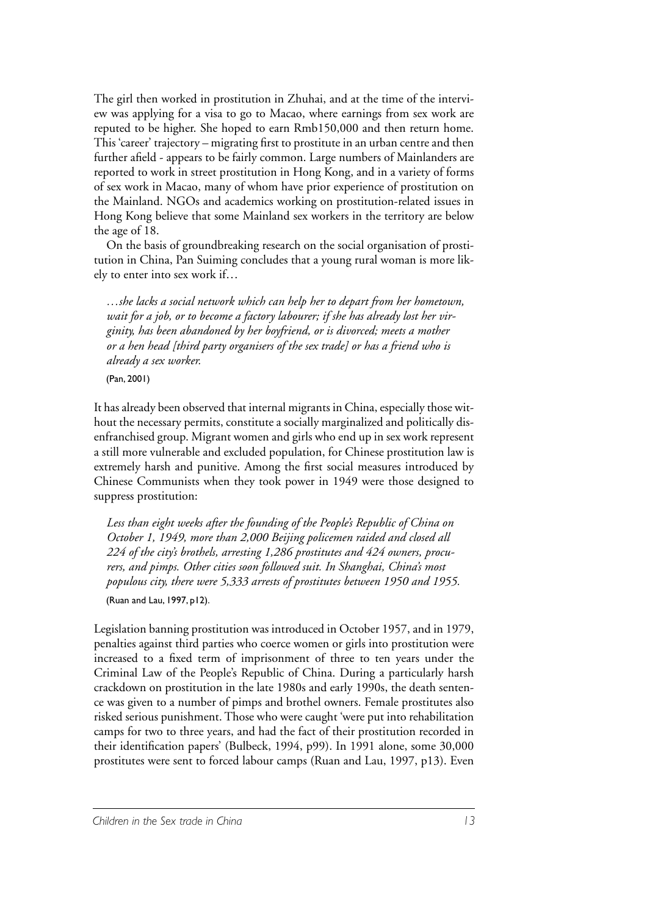The girl then worked in prostitution in Zhuhai, and at the time of the interview was applying for a visa to go to Macao, where earnings from sex work are reputed to be higher. She hoped to earn Rmb150,000 and then return home. This 'career' trajectory – migrating first to prostitute in an urban centre and then further afield - appears to be fairly common. Large numbers of Mainlanders are reported to work in street prostitution in Hong Kong, and in a variety of forms of sex work in Macao, many of whom have prior experience of prostitution on the Mainland. NGOs and academics working on prostitution-related issues in Hong Kong believe that some Mainland sex workers in the territory are below the age of 18.

On the basis of groundbreaking research on the social organisation of prostitution in China, Pan Suiming concludes that a young rural woman is more likely to enter into sex work if…

> *…she lacks a social network which can help her to depart from her hometown, wait for a job, or to become a factory labourer; if she has already lost her virginity, has been abandoned by her boyfriend, or is divorced; meets a mother or a hen head [third party organisers of the sex trade] or has a friend who is already a sex worker.*
>
> (Pan, 2001)

It has already been observed that internal migrants in China, especially those without the necessary permits, constitute a socially marginalized and politically disenfranchised group. Migrant women and girls who end up in sex work represent a still more vulnerable and excluded population, for Chinese prostitution law is extremely harsh and punitive. Among the first social measures introduced by Chinese Communists when they took power in 1949 were those designed to suppress prostitution:

> *Less than eight weeks after the founding of the People's Republic of China on October 1, 1949, more than 2,000 Beijing policemen raided and closed all 224 of the city's brothels, arresting 1,286 prostitutes and 424 owners, procurers, and pimps. Other cities soon followed suit. In Shanghai, China's most populous city, there were 5,333 arrests of prostitutes between 1950 and 1955.*
>
> (Ruan and Lau, 1997, p12).

Legislation banning prostitution was introduced in October 1957, and in 1979, penalties against third parties who coerce women or girls into prostitution were increased to a fixed term of imprisonment of three to ten years under the Criminal Law of the People's Republic of China. During a particularly harsh crackdown on prostitution in the late 1980s and early 1990s, the death sentence was given to a number of pimps and brothel owners. Female prostitutes also risked serious punishment. Those who were caught 'were put into rehabilitation camps for two to three years, and had the fact of their prostitution recorded in their identification papers' (Bulbeck, 1994, p99). In 1991 alone, some 30,000 prostitutes were sent to forced labour camps (Ruan and Lau, 1997, p13). Even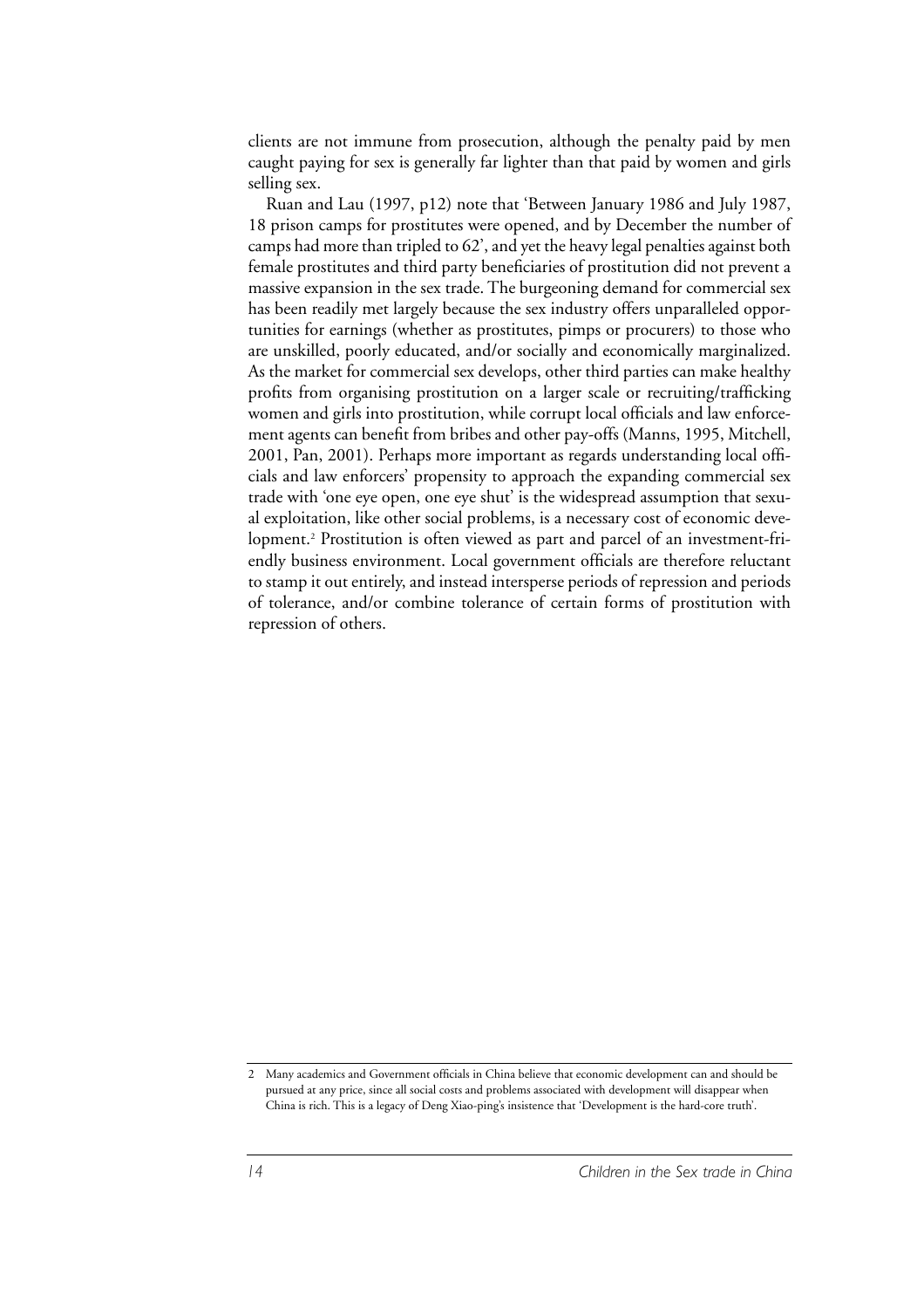clients are not immune from prosecution, although the penalty paid by men caught paying for sex is generally far lighter than that paid by women and girls selling sex.

Ruan and Lau (1997, p12) note that 'Between January 1986 and July 1987, 18 prison camps for prostitutes were opened, and by December the number of camps had more than tripled to 62', and yet the heavy legal penalties against both female prostitutes and third party beneficiaries of prostitution did not prevent a massive expansion in the sex trade. The burgeoning demand for commercial sex has been readily met largely because the sex industry offers unparalleled opportunities for earnings (whether as prostitutes, pimps or procurers) to those who are unskilled, poorly educated, and/or socially and economically marginalized. As the market for commercial sex develops, other third parties can make healthy profits from organising prostitution on a larger scale or recruiting/trafficking women and girls into prostitution, while corrupt local officials and law enforcement agents can benefit from bribes and other pay-offs (Manns, 1995, Mitchell, 2001, Pan, 2001). Perhaps more important as regards understanding local officials and law enforcers' propensity to approach the expanding commercial sex trade with 'one eye open, one eye shut' is the widespread assumption that sexual exploitation, like other social problems, is a necessary cost of economic development.[2] Prostitution is often viewed as part and parcel of an investment-friendly business environment. Local government officials are therefore reluctant to stamp it out entirely, and instead intersperse periods of repression and periods of tolerance, and/or combine tolerance of certain forms of prostitution with repression of others.

2 Many academics and Government officials in China believe that economic development can and should be pursued at any price, since all social costs and problems associated with development will disappear when China is rich. This is a legacy of Deng Xiao-ping's insistence that 'Development is the hard-core truth'.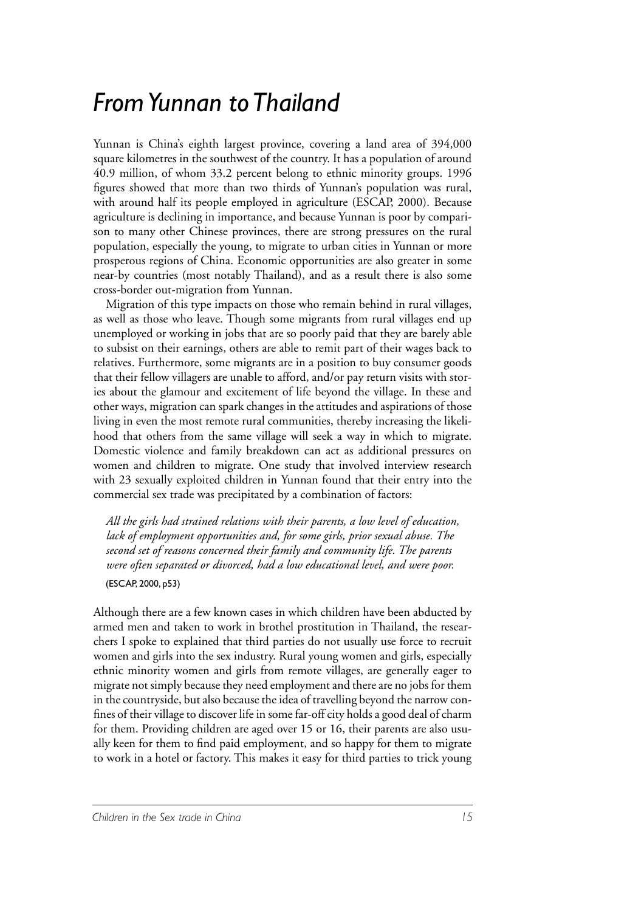# From Yunnan to Thailand

Yunnan is China's eighth largest province, covering a land area of 394,000 square kilometres in the southwest of the country. It has a population of around 40.9 million, of whom 33.2 percent belong to ethnic minority groups. 1996 figures showed that more than two thirds of Yunnan's population was rural, with around half its people employed in agriculture (ESCAP, 2000). Because agriculture is declining in importance, and because Yunnan is poor by comparison to many other Chinese provinces, there are strong pressures on the rural population, especially the young, to migrate to urban cities in Yunnan or more prosperous regions of China. Economic opportunities are also greater in some near-by countries (most notably Thailand), and as a result there is also some cross-border out-migration from Yunnan.

Migration of this type impacts on those who remain behind in rural villages, as well as those who leave. Though some migrants from rural villages end up unemployed or working in jobs that are so poorly paid that they are barely able to subsist on their earnings, others are able to remit part of their wages back to relatives. Furthermore, some migrants are in a position to buy consumer goods that their fellow villagers are unable to afford, and/or pay return visits with stories about the glamour and excitement of life beyond the village. In these and other ways, migration can spark changes in the attitudes and aspirations of those living in even the most remote rural communities, thereby increasing the likelihood that others from the same village will seek a way in which to migrate. Domestic violence and family breakdown can act as additional pressures on women and children to migrate. One study that involved interview research with 23 sexually exploited children in Yunnan found that their entry into the commercial sex trade was precipitated by a combination of factors:

> *All the girls had strained relations with their parents, a low level of education, lack of employment opportunities and, for some girls, prior sexual abuse. The second set of reasons concerned their family and community life. The parents were often separated or divorced, had a low educational level, and were poor.*
>
> (ESCAP, 2000, p53)

Although there are a few known cases in which children have been abducted by armed men and taken to work in brothel prostitution in Thailand, the researchers I spoke to explained that third parties do not usually use force to recruit women and girls into the sex industry. Rural young women and girls, especially ethnic minority women and girls from remote villages, are generally eager to migrate not simply because they need employment and there are no jobs for them in the countryside, but also because the idea of travelling beyond the narrow confines of their village to discover life in some far-off city holds a good deal of charm for them. Providing children are aged over 15 or 16, their parents are also usually keen for them to find paid employment, and so happy for them to migrate to work in a hotel or factory. This makes it easy for third parties to trick young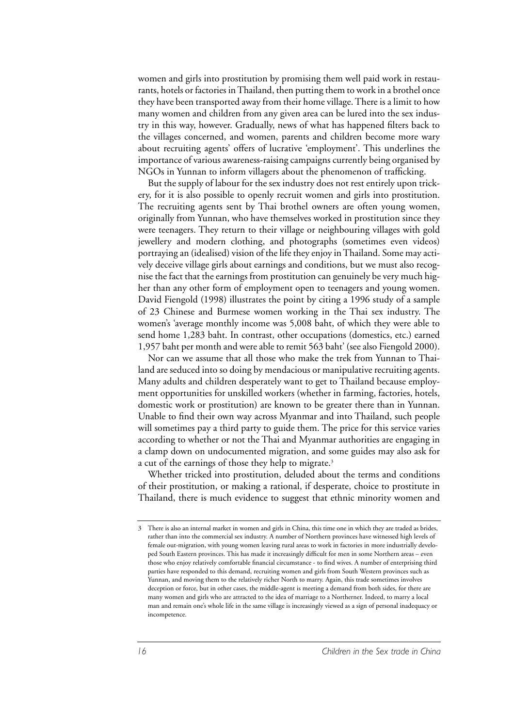women and girls into prostitution by promising them well paid work in restaurants, hotels or factories in Thailand, then putting them to work in a brothel once they have been transported away from their home village. There is a limit to how many women and children from any given area can be lured into the sex industry in this way, however. Gradually, news of what has happened filters back to the villages concerned, and women, parents and children become more wary about recruiting agents' offers of lucrative 'employment'. This underlines the importance of various awareness-raising campaigns currently being organised by NGOs in Yunnan to inform villagers about the phenomenon of trafficking.

But the supply of labour for the sex industry does not rest entirely upon trickery, for it is also possible to openly recruit women and girls into prostitution. The recruiting agents sent by Thai brothel owners are often young women, originally from Yunnan, who have themselves worked in prostitution since they were teenagers. They return to their village or neighbouring villages with gold jewellery and modern clothing, and photographs (sometimes even videos) portraying an (idealised) vision of the life they enjoy in Thailand. Some may actively deceive village girls about earnings and conditions, but we must also recognise the fact that the earnings from prostitution can genuinely be very much higher than any other form of employment open to teenagers and young women. David Fiengold (1998) illustrates the point by citing a 1996 study of a sample of 23 Chinese and Burmese women working in the Thai sex industry. The women's 'average monthly income was 5,008 baht, of which they were able to send home 1,283 baht. In contrast, other occupations (domestics, etc.) earned 1,957 baht per month and were able to remit 563 baht' (see also Fiengold 2000).

Nor can we assume that all those who make the trek from Yunnan to Thailand are seduced into so doing by mendacious or manipulative recruiting agents. Many adults and children desperately want to get to Thailand because employment opportunities for unskilled workers (whether in farming, factories, hotels, domestic work or prostitution) are known to be greater there than in Yunnan. Unable to find their own way across Myanmar and into Thailand, such people will sometimes pay a third party to guide them. The price for this service varies according to whether or not the Thai and Myanmar authorities are engaging in a clamp down on undocumented migration, and some guides may also ask for a cut of the earnings of those they help to migrate.[3]

Whether tricked into prostitution, deluded about the terms and conditions of their prostitution, or making a rational, if desperate, choice to prostitute in Thailand, there is much evidence to suggest that ethnic minority women and

---

3 There is also an internal market in women and girls in China, this time one in which they are traded as brides, rather than into the commercial sex industry. A number of Northern provinces have witnessed high levels of female out-migration, with young women leaving rural areas to work in factories in more industrially developed South Eastern provinces. This has made it increasingly difficult for men in some Northern areas – even those who enjoy relatively comfortable financial circumstance - to find wives. A number of enterprising third parties have responded to this demand, recruiting women and girls from South Western provinces such as Yunnan, and moving them to the relatively richer North to marry. Again, this trade sometimes involves deception or force, but in other cases, the middle-agent is meeting a demand from both sides, for there are many women and girls who are attracted to the idea of marriage to a Northerner. Indeed, to marry a local man and remain one's whole life in the same village is increasingly viewed as a sign of personal inadequacy or incompetence.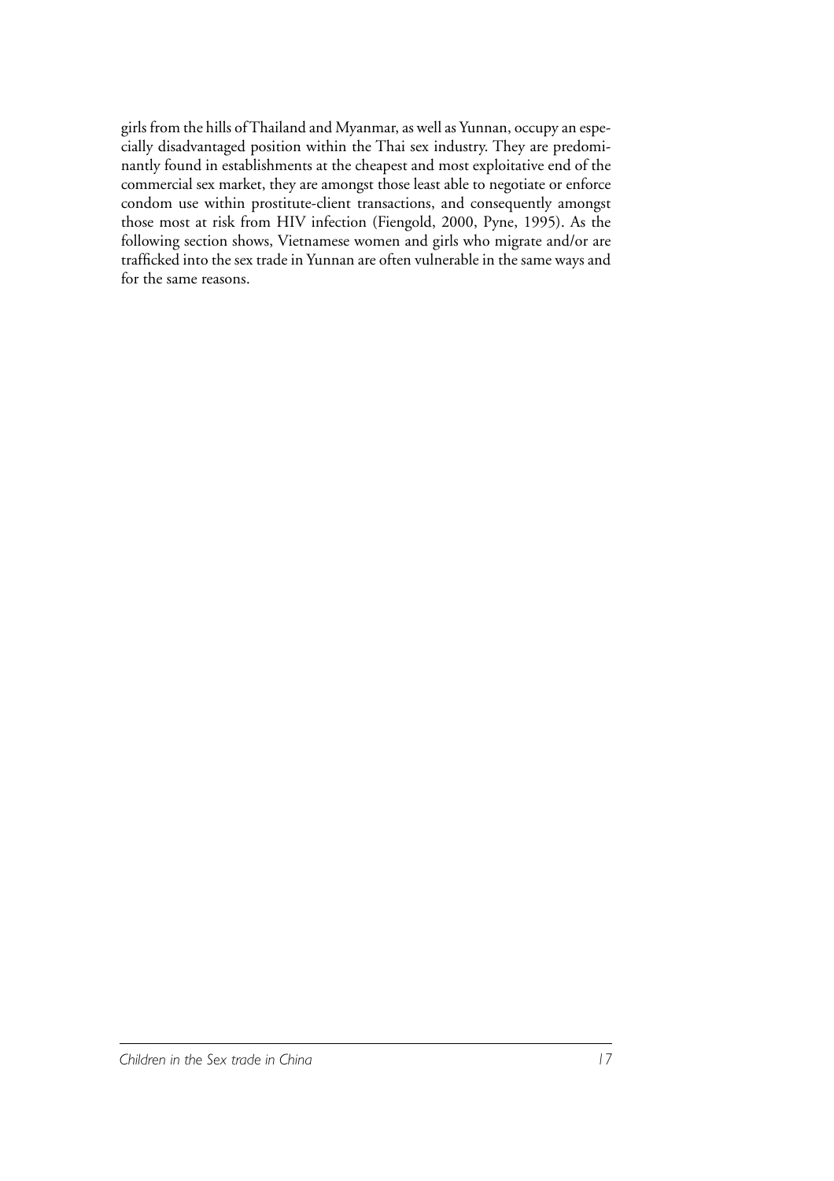girls from the hills of Thailand and Myanmar, as well as Yunnan, occupy an especially disadvantaged position within the Thai sex industry. They are predominantly found in establishments at the cheapest and most exploitative end of the commercial sex market, they are amongst those least able to negotiate or enforce condom use within prostitute-client transactions, and consequently amongst those most at risk from HIV infection (Fiengold, 2000, Pyne, 1995). As the following section shows, Vietnamese women and girls who migrate and/or are trafficked into the sex trade in Yunnan are often vulnerable in the same ways and for the same reasons.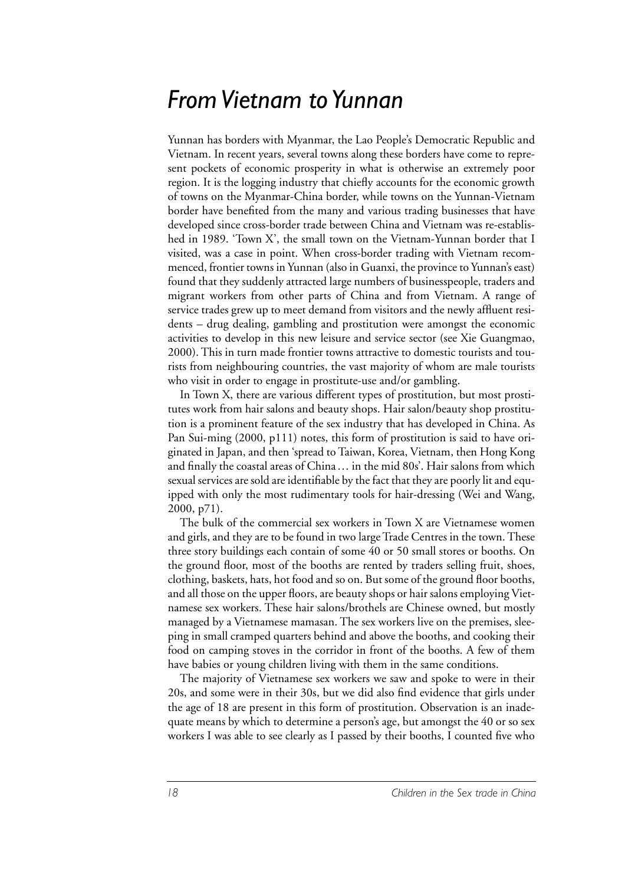# *From Vietnam to Yunnan*

Yunnan has borders with Myanmar, the Lao People's Democratic Republic and Vietnam. In recent years, several towns along these borders have come to represent pockets of economic prosperity in what is otherwise an extremely poor region. It is the logging industry that chiefly accounts for the economic growth of towns on the Myanmar-China border, while towns on the Yunnan-Vietnam border have benefited from the many and various trading businesses that have developed since cross-border trade between China and Vietnam was re-established in 1989. 'Town X', the small town on the Vietnam-Yunnan border that I visited, was a case in point. When cross-border trading with Vietnam recommenced, frontier towns in Yunnan (also in Guanxi, the province to Yunnan's east) found that they suddenly attracted large numbers of businesspeople, traders and migrant workers from other parts of China and from Vietnam. A range of service trades grew up to meet demand from visitors and the newly affluent residents – drug dealing, gambling and prostitution were amongst the economic activities to develop in this new leisure and service sector (see Xie Guangmao, 2000). This in turn made frontier towns attractive to domestic tourists and tourists from neighbouring countries, the vast majority of whom are male tourists who visit in order to engage in prostitute-use and/or gambling.

In Town X, there are various different types of prostitution, but most prostitutes work from hair salons and beauty shops. Hair salon/beauty shop prostitution is a prominent feature of the sex industry that has developed in China. As Pan Sui-ming (2000, p111) notes, this form of prostitution is said to have originated in Japan, and then 'spread to Taiwan, Korea, Vietnam, then Hong Kong and finally the coastal areas of China … in the mid 80s'. Hair salons from which sexual services are sold are identifiable by the fact that they are poorly lit and equipped with only the most rudimentary tools for hair-dressing (Wei and Wang, 2000, p71).

The bulk of the commercial sex workers in Town X are Vietnamese women and girls, and they are to be found in two large Trade Centres in the town. These three story buildings each contain of some 40 or 50 small stores or booths. On the ground floor, most of the booths are rented by traders selling fruit, shoes, clothing, baskets, hats, hot food and so on. But some of the ground floor booths, and all those on the upper floors, are beauty shops or hair salons employing Vietnamese sex workers. These hair salons/brothels are Chinese owned, but mostly managed by a Vietnamese mamasan. The sex workers live on the premises, sleeping in small cramped quarters behind and above the booths, and cooking their food on camping stoves in the corridor in front of the booths. A few of them have babies or young children living with them in the same conditions.

The majority of Vietnamese sex workers we saw and spoke to were in their 20s, and some were in their 30s, but we did also find evidence that girls under the age of 18 are present in this form of prostitution. Observation is an inadequate means by which to determine a person's age, but amongst the 40 or so sex workers I was able to see clearly as I passed by their booths, I counted five who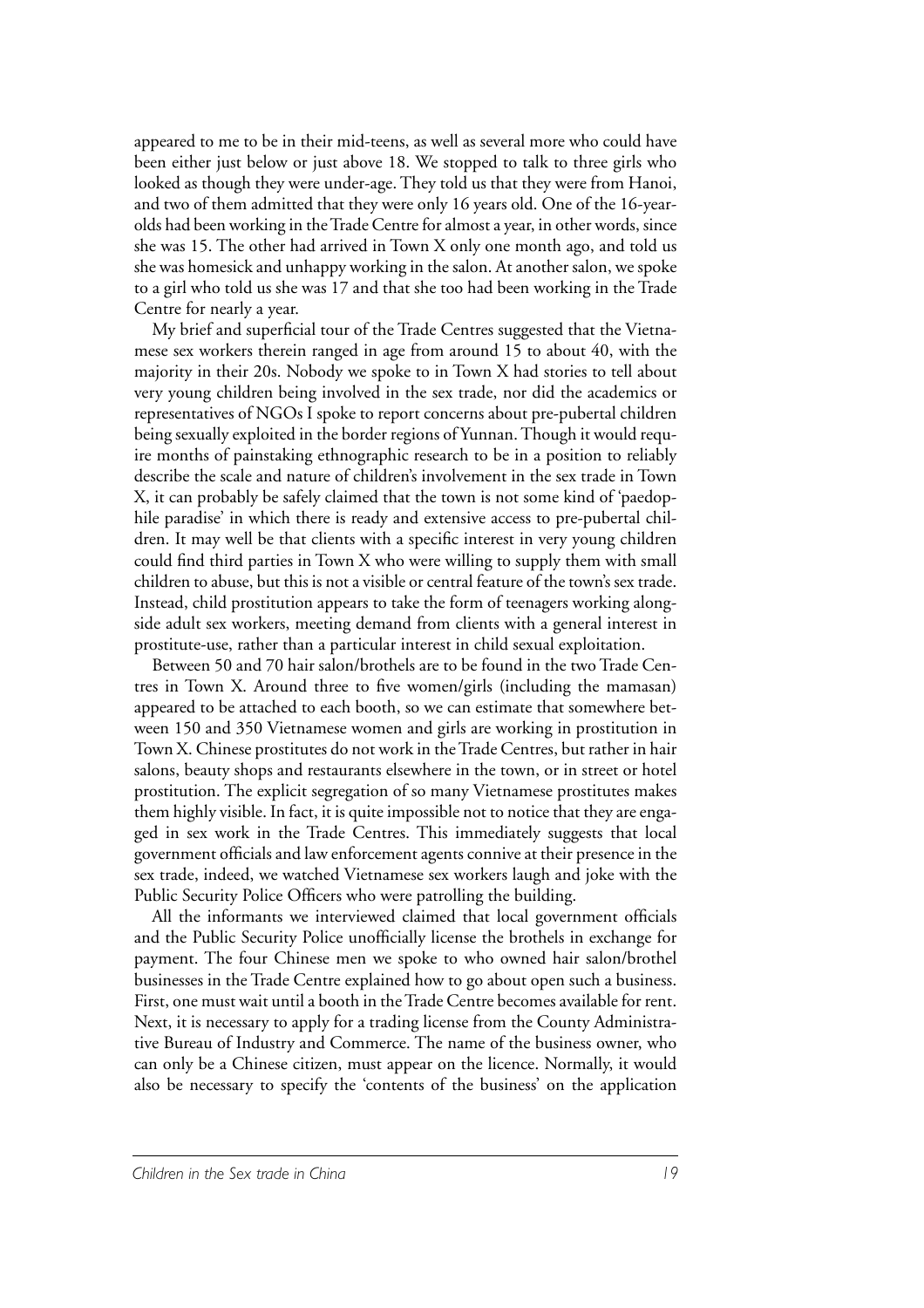appeared to me to be in their mid-teens, as well as several more who could have been either just below or just above 18. We stopped to talk to three girls who looked as though they were under-age. They told us that they were from Hanoi, and two of them admitted that they were only 16 years old. One of the 16-year-olds had been working in the Trade Centre for almost a year, in other words, since she was 15. The other had arrived in Town X only one month ago, and told us she was homesick and unhappy working in the salon. At another salon, we spoke to a girl who told us she was 17 and that she too had been working in the Trade Centre for nearly a year.

My brief and superficial tour of the Trade Centres suggested that the Vietnamese sex workers therein ranged in age from around 15 to about 40, with the majority in their 20s. Nobody we spoke to in Town X had stories to tell about very young children being involved in the sex trade, nor did the academics or representatives of NGOs I spoke to report concerns about pre-pubertal children being sexually exploited in the border regions of Yunnan. Though it would require months of painstaking ethnographic research to be in a position to reliably describe the scale and nature of children's involvement in the sex trade in Town X, it can probably be safely claimed that the town is not some kind of 'paedophile paradise' in which there is ready and extensive access to pre-pubertal children. It may well be that clients with a specific interest in very young children could find third parties in Town X who were willing to supply them with small children to abuse, but this is not a visible or central feature of the town's sex trade. Instead, child prostitution appears to take the form of teenagers working alongside adult sex workers, meeting demand from clients with a general interest in prostitute-use, rather than a particular interest in child sexual exploitation.

Between 50 and 70 hair salon/brothels are to be found in the two Trade Centres in Town X. Around three to five women/girls (including the mamasan) appeared to be attached to each booth, so we can estimate that somewhere between 150 and 350 Vietnamese women and girls are working in prostitution in Town X. Chinese prostitutes do not work in the Trade Centres, but rather in hair salons, beauty shops and restaurants elsewhere in the town, or in street or hotel prostitution. The explicit segregation of so many Vietnamese prostitutes makes them highly visible. In fact, it is quite impossible not to notice that they are engaged in sex work in the Trade Centres. This immediately suggests that local government officials and law enforcement agents connive at their presence in the sex trade, indeed, we watched Vietnamese sex workers laugh and joke with the Public Security Police Officers who were patrolling the building.

All the informants we interviewed claimed that local government officials and the Public Security Police unofficially license the brothels in exchange for payment. The four Chinese men we spoke to who owned hair salon/brothel businesses in the Trade Centre explained how to go about open such a business. First, one must wait until a booth in the Trade Centre becomes available for rent. Next, it is necessary to apply for a trading license from the County Administrative Bureau of Industry and Commerce. The name of the business owner, who can only be a Chinese citizen, must appear on the licence. Normally, it would also be necessary to specify the 'contents of the business' on the application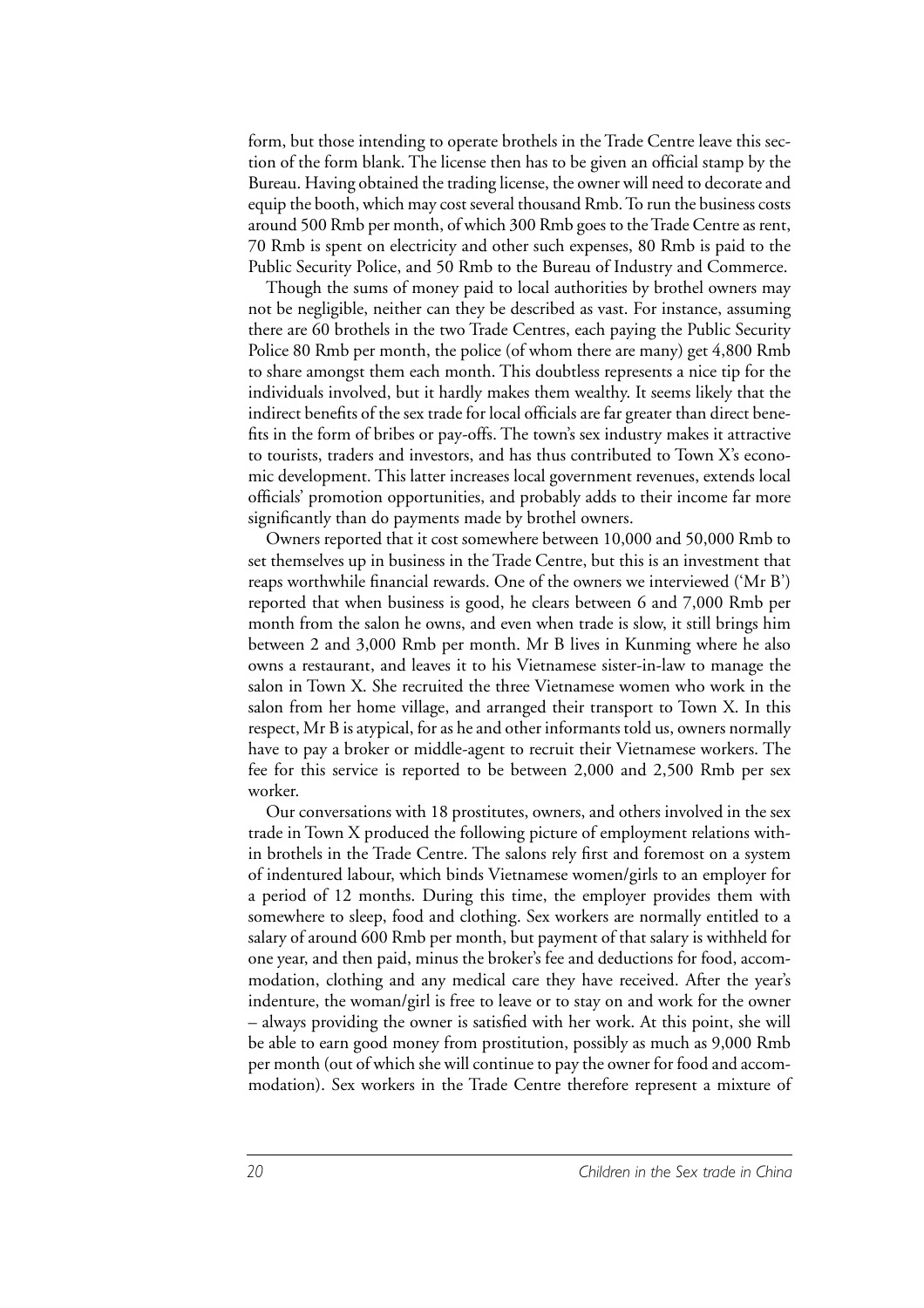form, but those intending to operate brothels in the Trade Centre leave this section of the form blank. The license then has to be given an official stamp by the Bureau. Having obtained the trading license, the owner will need to decorate and equip the booth, which may cost several thousand Rmb. To run the business costs around 500 Rmb per month, of which 300 Rmb goes to the Trade Centre as rent, 70 Rmb is spent on electricity and other such expenses, 80 Rmb is paid to the Public Security Police, and 50 Rmb to the Bureau of Industry and Commerce.

Though the sums of money paid to local authorities by brothel owners may not be negligible, neither can they be described as vast. For instance, assuming there are 60 brothels in the two Trade Centres, each paying the Public Security Police 80 Rmb per month, the police (of whom there are many) get 4,800 Rmb to share amongst them each month. This doubtless represents a nice tip for the individuals involved, but it hardly makes them wealthy. It seems likely that the indirect benefits of the sex trade for local officials are far greater than direct benefits in the form of bribes or pay-offs. The town's sex industry makes it attractive to tourists, traders and investors, and has thus contributed to Town X's economic development. This latter increases local government revenues, extends local officials' promotion opportunities, and probably adds to their income far more significantly than do payments made by brothel owners.

Owners reported that it cost somewhere between 10,000 and 50,000 Rmb to set themselves up in business in the Trade Centre, but this is an investment that reaps worthwhile financial rewards. One of the owners we interviewed ('Mr B') reported that when business is good, he clears between 6 and 7,000 Rmb per month from the salon he owns, and even when trade is slow, it still brings him between 2 and 3,000 Rmb per month. Mr B lives in Kunming where he also owns a restaurant, and leaves it to his Vietnamese sister-in-law to manage the salon in Town X. She recruited the three Vietnamese women who work in the salon from her home village, and arranged their transport to Town X. In this respect, Mr B is atypical, for as he and other informants told us, owners normally have to pay a broker or middle-agent to recruit their Vietnamese workers. The fee for this service is reported to be between 2,000 and 2,500 Rmb per sex worker.

Our conversations with 18 prostitutes, owners, and others involved in the sex trade in Town X produced the following picture of employment relations within brothels in the Trade Centre. The salons rely first and foremost on a system of indentured labour, which binds Vietnamese women/girls to an employer for a period of 12 months. During this time, the employer provides them with somewhere to sleep, food and clothing. Sex workers are normally entitled to a salary of around 600 Rmb per month, but payment of that salary is withheld for one year, and then paid, minus the broker's fee and deductions for food, accommodation, clothing and any medical care they have received. After the year's indenture, the woman/girl is free to leave or to stay on and work for the owner – always providing the owner is satisfied with her work. At this point, she will be able to earn good money from prostitution, possibly as much as 9,000 Rmb per month (out of which she will continue to pay the owner for food and accommodation). Sex workers in the Trade Centre therefore represent a mixture of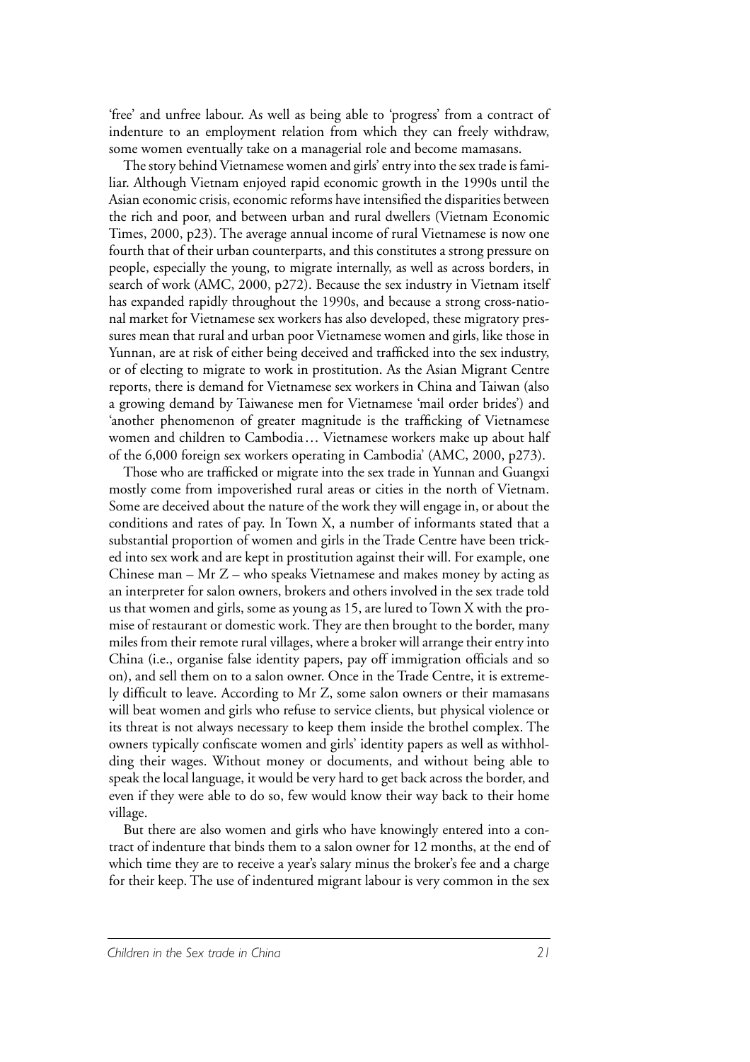'free' and unfree labour. As well as being able to 'progress' from a contract of indenture to an employment relation from which they can freely withdraw, some women eventually take on a managerial role and become mamasans.

The story behind Vietnamese women and girls' entry into the sex trade is familiar. Although Vietnam enjoyed rapid economic growth in the 1990s until the Asian economic crisis, economic reforms have intensified the disparities between the rich and poor, and between urban and rural dwellers (Vietnam Economic Times, 2000, p23). The average annual income of rural Vietnamese is now one fourth that of their urban counterparts, and this constitutes a strong pressure on people, especially the young, to migrate internally, as well as across borders, in search of work (AMC, 2000, p272). Because the sex industry in Vietnam itself has expanded rapidly throughout the 1990s, and because a strong cross-national market for Vietnamese sex workers has also developed, these migratory pressures mean that rural and urban poor Vietnamese women and girls, like those in Yunnan, are at risk of either being deceived and trafficked into the sex industry, or of electing to migrate to work in prostitution. As the Asian Migrant Centre reports, there is demand for Vietnamese sex workers in China and Taiwan (also a growing demand by Taiwanese men for Vietnamese 'mail order brides') and 'another phenomenon of greater magnitude is the trafficking of Vietnamese women and children to Cambodia… Vietnamese workers make up about half of the 6,000 foreign sex workers operating in Cambodia' (AMC, 2000, p273).

Those who are trafficked or migrate into the sex trade in Yunnan and Guangxi mostly come from impoverished rural areas or cities in the north of Vietnam. Some are deceived about the nature of the work they will engage in, or about the conditions and rates of pay. In Town X, a number of informants stated that a substantial proportion of women and girls in the Trade Centre have been tricked into sex work and are kept in prostitution against their will. For example, one Chinese man – Mr Z – who speaks Vietnamese and makes money by acting as an interpreter for salon owners, brokers and others involved in the sex trade told us that women and girls, some as young as 15, are lured to Town X with the promise of restaurant or domestic work. They are then brought to the border, many miles from their remote rural villages, where a broker will arrange their entry into China (i.e., organise false identity papers, pay off immigration officials and so on), and sell them on to a salon owner. Once in the Trade Centre, it is extremely difficult to leave. According to Mr Z, some salon owners or their mamasans will beat women and girls who refuse to service clients, but physical violence or its threat is not always necessary to keep them inside the brothel complex. The owners typically confiscate women and girls' identity papers as well as withholding their wages. Without money or documents, and without being able to speak the local language, it would be very hard to get back across the border, and even if they were able to do so, few would know their way back to their home village.

But there are also women and girls who have knowingly entered into a contract of indenture that binds them to a salon owner for 12 months, at the end of which time they are to receive a year's salary minus the broker's fee and a charge for their keep. The use of indentured migrant labour is very common in the sex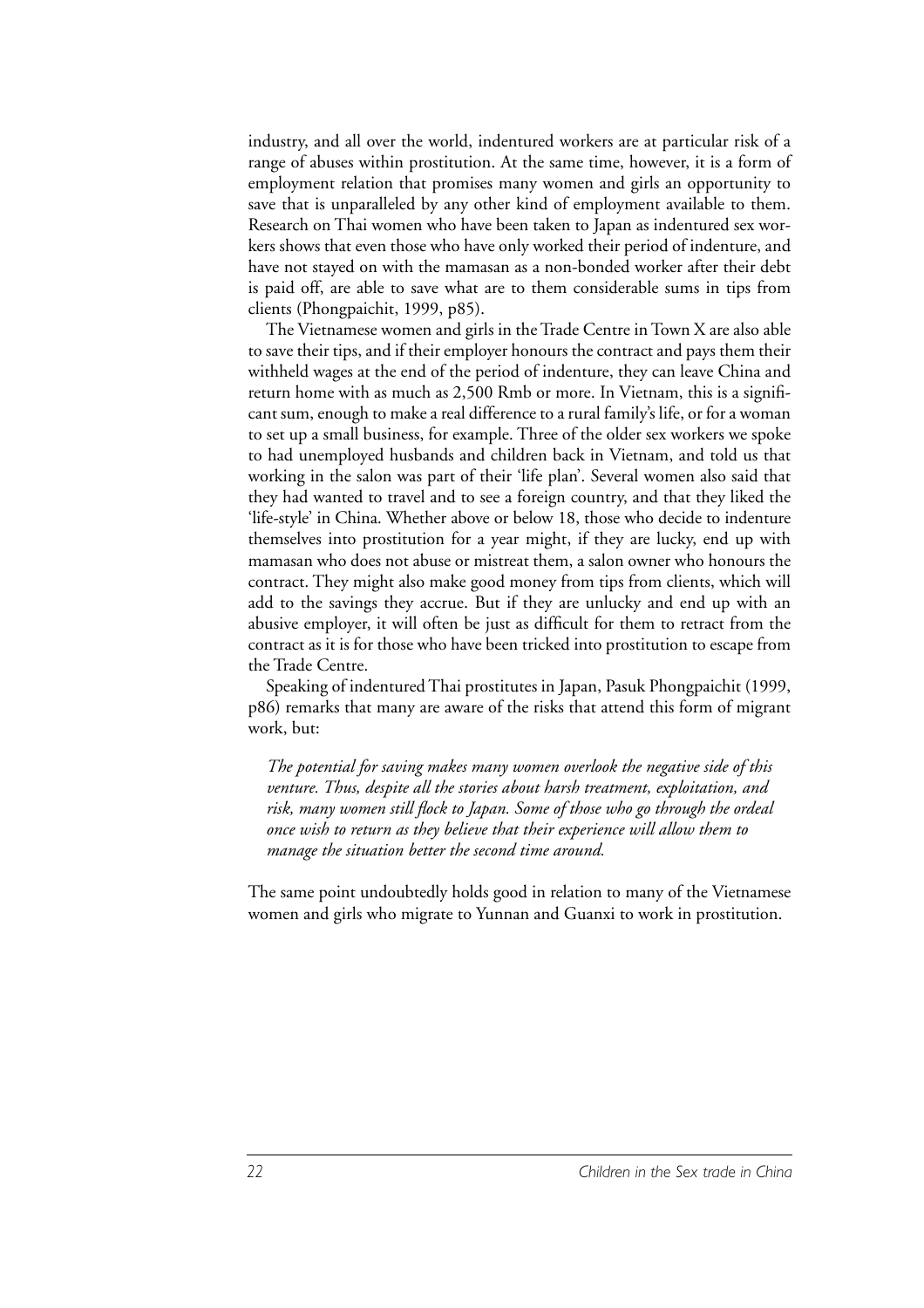industry, and all over the world, indentured workers are at particular risk of a range of abuses within prostitution. At the same time, however, it is a form of employment relation that promises many women and girls an opportunity to save that is unparalleled by any other kind of employment available to them. Research on Thai women who have been taken to Japan as indentured sex workers shows that even those who have only worked their period of indenture, and have not stayed on with the mamasan as a non-bonded worker after their debt is paid off, are able to save what are to them considerable sums in tips from clients (Phongpaichit, 1999, p85).

The Vietnamese women and girls in the Trade Centre in Town X are also able to save their tips, and if their employer honours the contract and pays them their withheld wages at the end of the period of indenture, they can leave China and return home with as much as 2,500 Rmb or more. In Vietnam, this is a significant sum, enough to make a real difference to a rural family's life, or for a woman to set up a small business, for example. Three of the older sex workers we spoke to had unemployed husbands and children back in Vietnam, and told us that working in the salon was part of their 'life plan'. Several women also said that they had wanted to travel and to see a foreign country, and that they liked the 'life-style' in China. Whether above or below 18, those who decide to indenture themselves into prostitution for a year might, if they are lucky, end up with mamasan who does not abuse or mistreat them, a salon owner who honours the contract. They might also make good money from tips from clients, which will add to the savings they accrue. But if they are unlucky and end up with an abusive employer, it will often be just as difficult for them to retract from the contract as it is for those who have been tricked into prostitution to escape from the Trade Centre.

Speaking of indentured Thai prostitutes in Japan, Pasuk Phongpaichit (1999, p86) remarks that many are aware of the risks that attend this form of migrant work, but:

> *The potential for saving makes many women overlook the negative side of this venture. Thus, despite all the stories about harsh treatment, exploitation, and risk, many women still flock to Japan. Some of those who go through the ordeal once wish to return as they believe that their experience will allow them to manage the situation better the second time around.*

The same point undoubtedly holds good in relation to many of the Vietnamese women and girls who migrate to Yunnan and Guanxi to work in prostitution.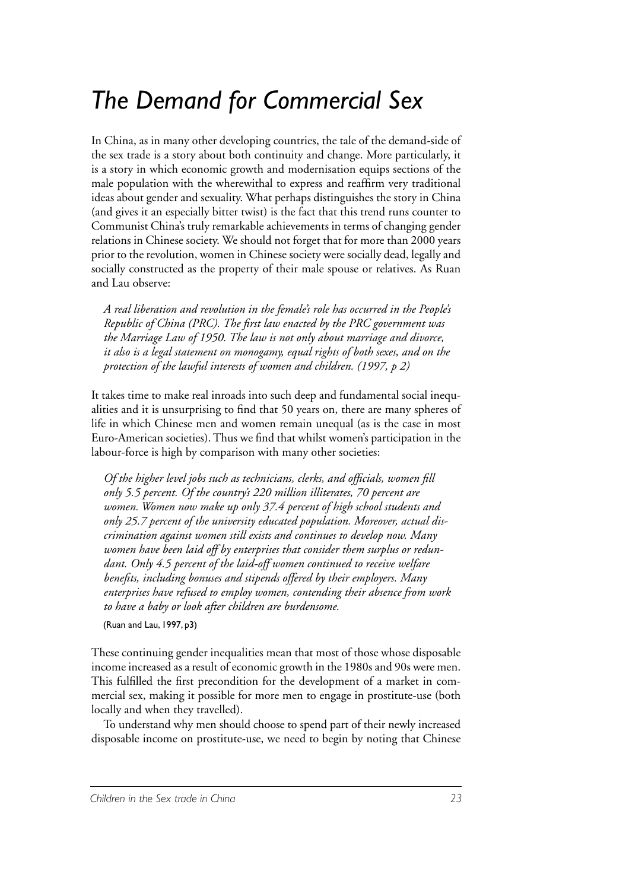# *The Demand for Commercial Sex*

In China, as in many other developing countries, the tale of the demand-side of the sex trade is a story about both continuity and change. More particularly, it is a story in which economic growth and modernisation equips sections of the male population with the wherewithal to express and reaffirm very traditional ideas about gender and sexuality. What perhaps distinguishes the story in China (and gives it an especially bitter twist) is the fact that this trend runs counter to Communist China's truly remarkable achievements in terms of changing gender relations in Chinese society. We should not forget that for more than 2000 years prior to the revolution, women in Chinese society were socially dead, legally and socially constructed as the property of their male spouse or relatives. As Ruan and Lau observe:

> *A real liberation and revolution in the female's role has occurred in the People's Republic of China (PRC). The first law enacted by the PRC government was the Marriage Law of 1950. The law is not only about marriage and divorce, it also is a legal statement on monogamy, equal rights of both sexes, and on the protection of the lawful interests of women and children. (1997, p 2)*

It takes time to make real inroads into such deep and fundamental social inequalities and it is unsurprising to find that 50 years on, there are many spheres of life in which Chinese men and women remain unequal (as is the case in most Euro-American societies). Thus we find that whilst women's participation in the labour-force is high by comparison with many other societies:

> *Of the higher level jobs such as technicians, clerks, and officials, women fill only 5.5 percent. Of the country's 220 million illiterates, 70 percent are women. Women now make up only 37.4 percent of high school students and only 25.7 percent of the university educated population. Moreover, actual discrimination against women still exists and continues to develop now. Many women have been laid off by enterprises that consider them surplus or redundant. Only 4.5 percent of the laid-off women continued to receive welfare benefits, including bonuses and stipends offered by their employers. Many enterprises have refused to employ women, contending their absence from work to have a baby or look after children are burdensome.*
>
> (Ruan and Lau, 1997, p3)

These continuing gender inequalities mean that most of those whose disposable income increased as a result of economic growth in the 1980s and 90s were men. This fulfilled the first precondition for the development of a market in commercial sex, making it possible for more men to engage in prostitute-use (both locally and when they travelled).

To understand why men should choose to spend part of their newly increased disposable income on prostitute-use, we need to begin by noting that Chinese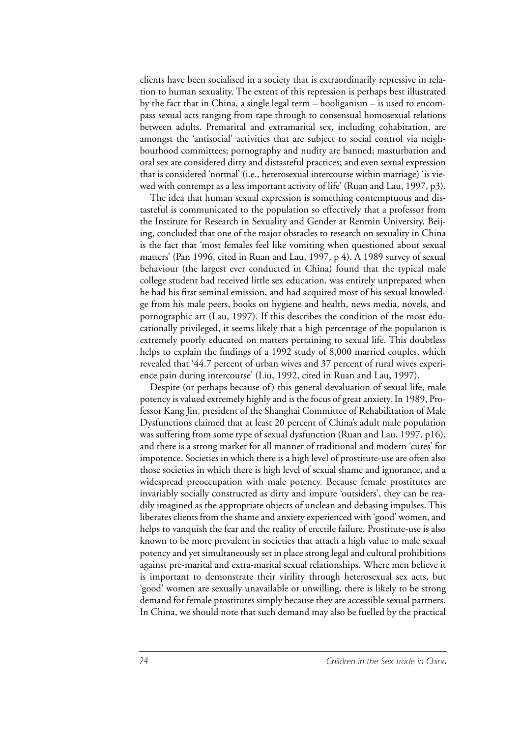clients have been socialised in a society that is extraordinarily repressive in relation to human sexuality. The extent of this repression is perhaps best illustrated by the fact that in China, a single legal term – hooliganism – is used to encompass sexual acts ranging from rape through to consensual homosexual relations between adults. Premarital and extramarital sex, including cohabitation, are amongst the 'antisocial' activities that are subject to social control via neighbourhood committees; pornography and nudity are banned; masturbation and oral sex are considered dirty and distasteful practices; and even sexual expression that is considered 'normal' (i.e., heterosexual intercourse within marriage) 'is viewed with contempt as a less important activity of life' (Ruan and Lau, 1997, p3).

The idea that human sexual expression is something contemptuous and distasteful is communicated to the population so effectively that a professor from the Institute for Research in Sexuality and Gender at Renmin University, Beijing, concluded that one of the major obstacles to research on sexuality in China is the fact that 'most females feel like vomiting when questioned about sexual matters' (Pan 1996, cited in Ruan and Lau, 1997, p 4). A 1989 survey of sexual behaviour (the largest ever conducted in China) found that the typical male college student had received little sex education, was entirely unprepared when he had his first seminal emission, and had acquired most of his sexual knowledge from his male peers, books on hygiene and health, news media, novels, and pornographic art (Lau, 1997). If this describes the condition of the most educationally privileged, it seems likely that a high percentage of the population is extremely poorly educated on matters pertaining to sexual life. This doubtless helps to explain the findings of a 1992 study of 8,000 married couples, which revealed that '44.7 percent of urban wives and 37 percent of rural wives experience pain during intercourse' (Liu, 1992, cited in Ruan and Lau, 1997).

Despite (or perhaps because of) this general devaluation of sexual life, male potency is valued extremely highly and is the focus of great anxiety. In 1989, Professor Kang Jin, president of the Shanghai Committee of Rehabilitation of Male Dysfunctions claimed that at least 20 percent of China's adult male population was suffering from some type of sexual dysfunction (Ruan and Lau, 1997, p16), and there is a strong market for all manner of traditional and modern 'cures' for impotence. Societies in which there is a high level of prostitute-use are often also those societies in which there is high level of sexual shame and ignorance, and a widespread preoccupation with male potency. Because female prostitutes are invariably socially constructed as dirty and impure 'outsiders', they can be readily imagined as the appropriate objects of unclean and debasing impulses. This liberates clients from the shame and anxiety experienced with 'good' women, and helps to vanquish the fear and the reality of erectile failure. Prostitute-use is also known to be more prevalent in societies that attach a high value to male sexual potency and yet simultaneously set in place strong legal and cultural prohibitions against pre-marital and extra-marital sexual relationships. Where men believe it is important to demonstrate their virility through heterosexual sex acts, but 'good' women are sexually unavailable or unwilling, there is likely to be strong demand for female prostitutes simply because they are accessible sexual partners. In China, we should note that such demand may also be fuelled by the practical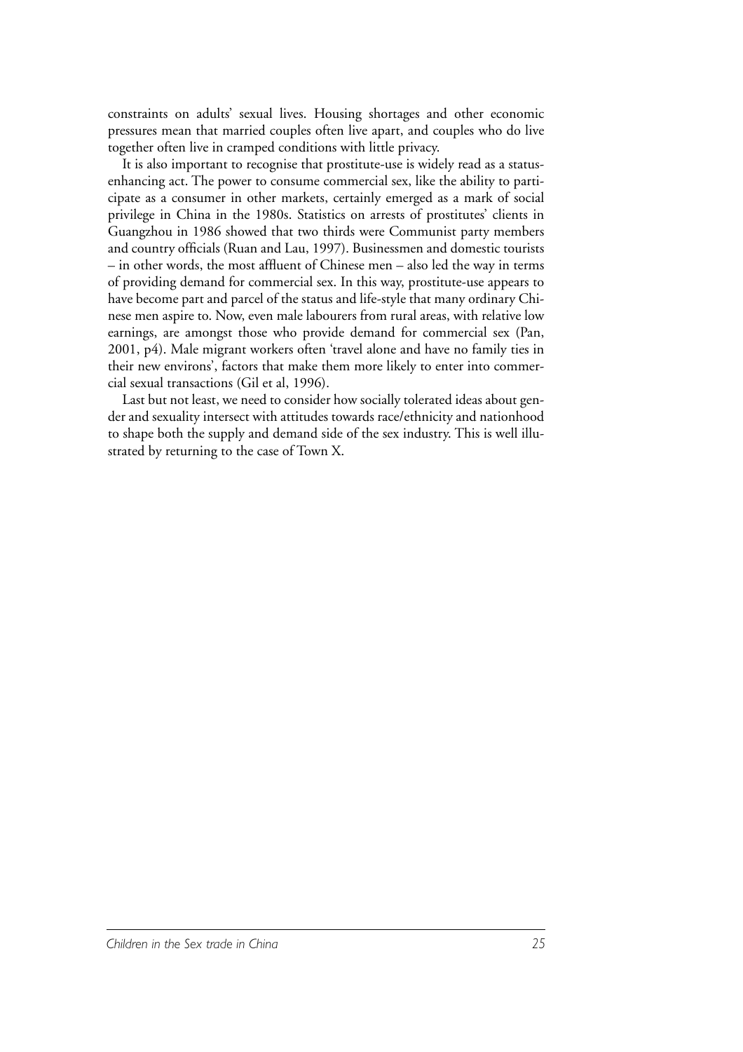constraints on adults' sexual lives. Housing shortages and other economic pressures mean that married couples often live apart, and couples who do live together often live in cramped conditions with little privacy.

It is also important to recognise that prostitute-use is widely read as a status-enhancing act. The power to consume commercial sex, like the ability to participate as a consumer in other markets, certainly emerged as a mark of social privilege in China in the 1980s. Statistics on arrests of prostitutes' clients in Guangzhou in 1986 showed that two thirds were Communist party members and country officials (Ruan and Lau, 1997). Businessmen and domestic tourists – in other words, the most affluent of Chinese men – also led the way in terms of providing demand for commercial sex. In this way, prostitute-use appears to have become part and parcel of the status and life-style that many ordinary Chinese men aspire to. Now, even male labourers from rural areas, with relative low earnings, are amongst those who provide demand for commercial sex (Pan, 2001, p4). Male migrant workers often 'travel alone and have no family ties in their new environs', factors that make them more likely to enter into commercial sexual transactions (Gil et al, 1996).

Last but not least, we need to consider how socially tolerated ideas about gender and sexuality intersect with attitudes towards race/ethnicity and nationhood to shape both the supply and demand side of the sex industry. This is well illustrated by returning to the case of Town X.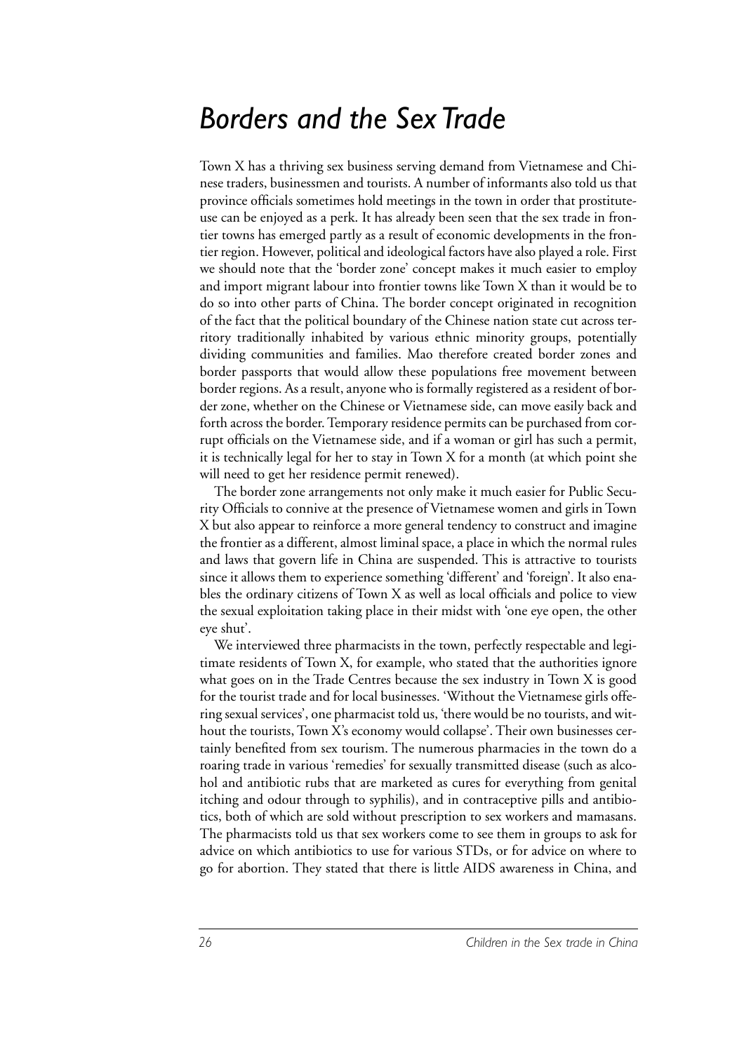# *Borders and the Sex Trade*

Town X has a thriving sex business serving demand from Vietnamese and Chinese traders, businessmen and tourists. A number of informants also told us that province officials sometimes hold meetings in the town in order that prostitute-use can be enjoyed as a perk. It has already been seen that the sex trade in frontier towns has emerged partly as a result of economic developments in the frontier region. However, political and ideological factors have also played a role. First we should note that the 'border zone' concept makes it much easier to employ and import migrant labour into frontier towns like Town X than it would be to do so into other parts of China. The border concept originated in recognition of the fact that the political boundary of the Chinese nation state cut across territory traditionally inhabited by various ethnic minority groups, potentially dividing communities and families. Mao therefore created border zones and border passports that would allow these populations free movement between border regions. As a result, anyone who is formally registered as a resident of border zone, whether on the Chinese or Vietnamese side, can move easily back and forth across the border. Temporary residence permits can be purchased from corrupt officials on the Vietnamese side, and if a woman or girl has such a permit, it is technically legal for her to stay in Town X for a month (at which point she will need to get her residence permit renewed).

The border zone arrangements not only make it much easier for Public Security Officials to connive at the presence of Vietnamese women and girls in Town X but also appear to reinforce a more general tendency to construct and imagine the frontier as a different, almost liminal space, a place in which the normal rules and laws that govern life in China are suspended. This is attractive to tourists since it allows them to experience something 'different' and 'foreign'. It also enables the ordinary citizens of Town X as well as local officials and police to view the sexual exploitation taking place in their midst with 'one eye open, the other eye shut'.

We interviewed three pharmacists in the town, perfectly respectable and legitimate residents of Town X, for example, who stated that the authorities ignore what goes on in the Trade Centres because the sex industry in Town X is good for the tourist trade and for local businesses. 'Without the Vietnamese girls offering sexual services', one pharmacist told us, 'there would be no tourists, and without the tourists, Town X's economy would collapse'. Their own businesses certainly benefited from sex tourism. The numerous pharmacies in the town do a roaring trade in various 'remedies' for sexually transmitted disease (such as alcohol and antibiotic rubs that are marketed as cures for everything from genital itching and odour through to syphilis), and in contraceptive pills and antibiotics, both of which are sold without prescription to sex workers and mamasans. The pharmacists told us that sex workers come to see them in groups to ask for advice on which antibiotics to use for various STDs, or for advice on where to go for abortion. They stated that there is little AIDS awareness in China, and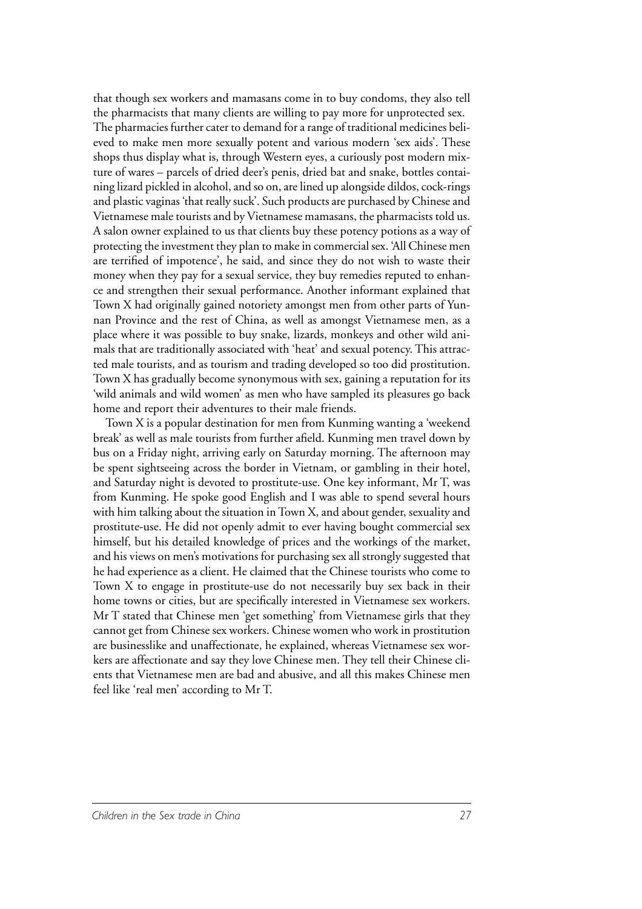that though sex workers and mamasans come in to buy condoms, they also tell the pharmacists that many clients are willing to pay more for unprotected sex. The pharmacies further cater to demand for a range of traditional medicines believed to make men more sexually potent and various modern 'sex aids'. These shops thus display what is, through Western eyes, a curiously post modern mixture of wares – parcels of dried deer's penis, dried bat and snake, bottles containing lizard pickled in alcohol, and so on, are lined up alongside dildos, cock-rings and plastic vaginas 'that really suck'. Such products are purchased by Chinese and Vietnamese male tourists and by Vietnamese mamasans, the pharmacists told us. A salon owner explained to us that clients buy these potency potions as a way of protecting the investment they plan to make in commercial sex. 'All Chinese men are terrified of impotence', he said, and since they do not wish to waste their money when they pay for a sexual service, they buy remedies reputed to enhance and strengthen their sexual performance. Another informant explained that Town X had originally gained notoriety amongst men from other parts of Yunnan Province and the rest of China, as well as amongst Vietnamese men, as a place where it was possible to buy snake, lizards, monkeys and other wild animals that are traditionally associated with 'heat' and sexual potency. This attracted male tourists, and as tourism and trading developed so too did prostitution. Town X has gradually become synonymous with sex, gaining a reputation for its 'wild animals and wild women' as men who have sampled its pleasures go back home and report their adventures to their male friends.

Town X is a popular destination for men from Kunming wanting a 'weekend break' as well as male tourists from further afield. Kunming men travel down by bus on a Friday night, arriving early on Saturday morning. The afternoon may be spent sightseeing across the border in Vietnam, or gambling in their hotel, and Saturday night is devoted to prostitute-use. One key informant, Mr T, was from Kunming. He spoke good English and I was able to spend several hours with him talking about the situation in Town X, and about gender, sexuality and prostitute-use. He did not openly admit to ever having bought commercial sex himself, but his detailed knowledge of prices and the workings of the market, and his views on men's motivations for purchasing sex all strongly suggested that he had experience as a client. He claimed that the Chinese tourists who come to Town X to engage in prostitute-use do not necessarily buy sex back in their home towns or cities, but are specifically interested in Vietnamese sex workers. Mr T stated that Chinese men 'get something' from Vietnamese girls that they cannot get from Chinese sex workers. Chinese women who work in prostitution are businesslike and unaffectionate, he explained, whereas Vietnamese sex workers are affectionate and say they love Chinese men. They tell their Chinese clients that Vietnamese men are bad and abusive, and all this makes Chinese men feel like 'real men' according to Mr T.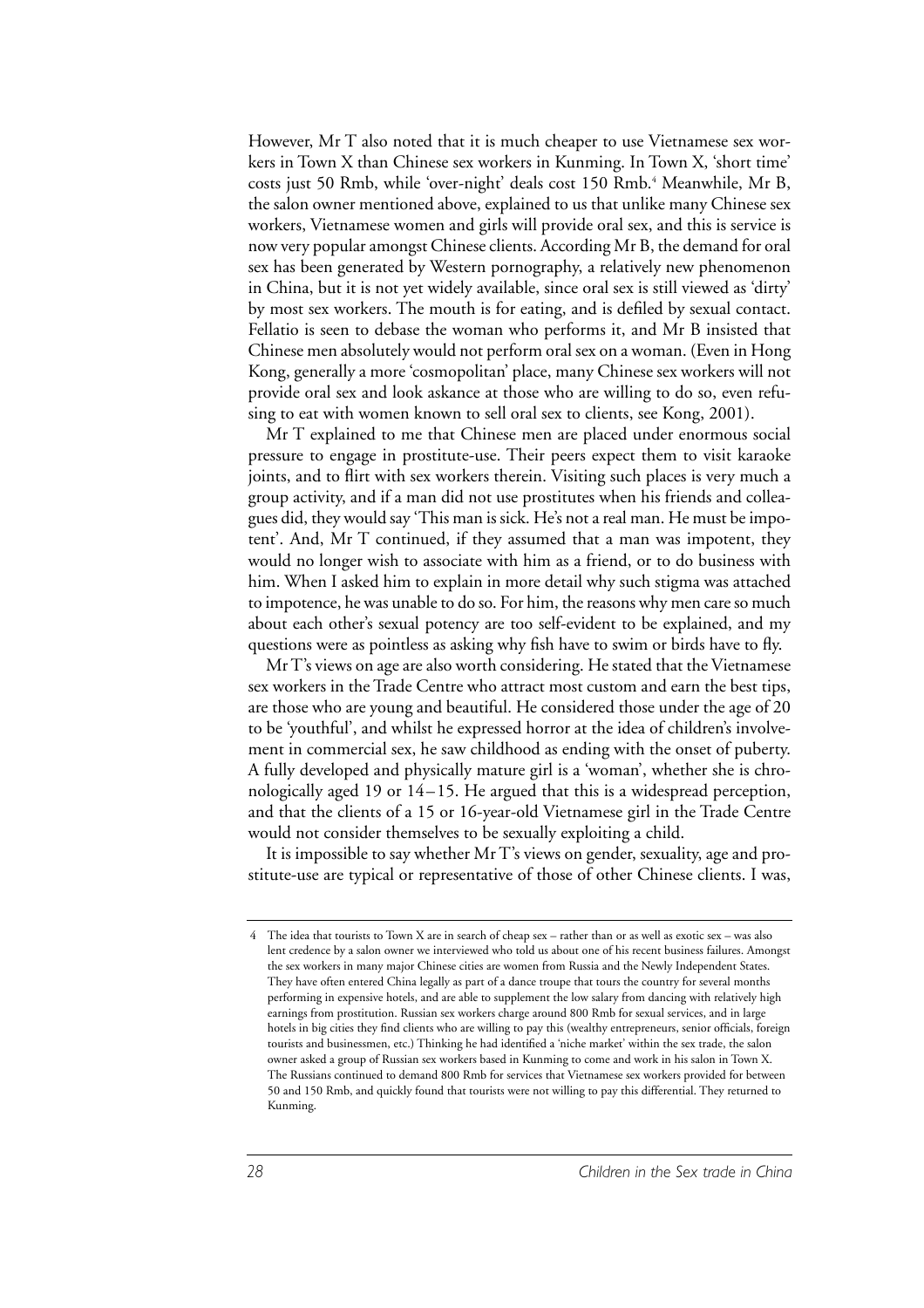However, Mr T also noted that it is much cheaper to use Vietnamese sex workers in Town X than Chinese sex workers in Kunming. In Town X, 'short time' costs just 50 Rmb, while 'over-night' deals cost 150 Rmb.[4] Meanwhile, Mr B, the salon owner mentioned above, explained to us that unlike many Chinese sex workers, Vietnamese women and girls will provide oral sex, and this is service is now very popular amongst Chinese clients. According Mr B, the demand for oral sex has been generated by Western pornography, a relatively new phenomenon in China, but it is not yet widely available, since oral sex is still viewed as 'dirty' by most sex workers. The mouth is for eating, and is defiled by sexual contact. Fellatio is seen to debase the woman who performs it, and Mr B insisted that Chinese men absolutely would not perform oral sex on a woman. (Even in Hong Kong, generally a more 'cosmopolitan' place, many Chinese sex workers will not provide oral sex and look askance at those who are willing to do so, even refusing to eat with women known to sell oral sex to clients, see Kong, 2001).

Mr T explained to me that Chinese men are placed under enormous social pressure to engage in prostitute-use. Their peers expect them to visit karaoke joints, and to flirt with sex workers therein. Visiting such places is very much a group activity, and if a man did not use prostitutes when his friends and colleagues did, they would say 'This man is sick. He's not a real man. He must be impotent'. And, Mr T continued, if they assumed that a man was impotent, they would no longer wish to associate with him as a friend, or to do business with him. When I asked him to explain in more detail why such stigma was attached to impotence, he was unable to do so. For him, the reasons why men care so much about each other's sexual potency are too self-evident to be explained, and my questions were as pointless as asking why fish have to swim or birds have to fly.

Mr T's views on age are also worth considering. He stated that the Vietnamese sex workers in the Trade Centre who attract most custom and earn the best tips, are those who are young and beautiful. He considered those under the age of 20 to be 'youthful', and whilst he expressed horror at the idea of children's involvement in commercial sex, he saw childhood as ending with the onset of puberty. A fully developed and physically mature girl is a 'woman', whether she is chronologically aged 19 or 14–15. He argued that this is a widespread perception, and that the clients of a 15 or 16-year-old Vietnamese girl in the Trade Centre would not consider themselves to be sexually exploiting a child.

It is impossible to say whether Mr T's views on gender, sexuality, age and prostitute-use are typical or representative of those of other Chinese clients. I was,

---

4 The idea that tourists to Town X are in search of cheap sex – rather than or as well as exotic sex – was also lent credence by a salon owner we interviewed who told us about one of his recent business failures. Amongst the sex workers in many major Chinese cities are women from Russia and the Newly Independent States. They have often entered China legally as part of a dance troupe that tours the country for several months performing in expensive hotels, and are able to supplement the low salary from dancing with relatively high earnings from prostitution. Russian sex workers charge around 800 Rmb for sexual services, and in large hotels in big cities they find clients who are willing to pay this (wealthy entrepreneurs, senior officials, foreign tourists and businessmen, etc.) Thinking he had identified a 'niche market' within the sex trade, the salon owner asked a group of Russian sex workers based in Kunming to come and work in his salon in Town X. The Russians continued to demand 800 Rmb for services that Vietnamese sex workers provided for between 50 and 150 Rmb, and quickly found that tourists were not willing to pay this differential. They returned to Kunming.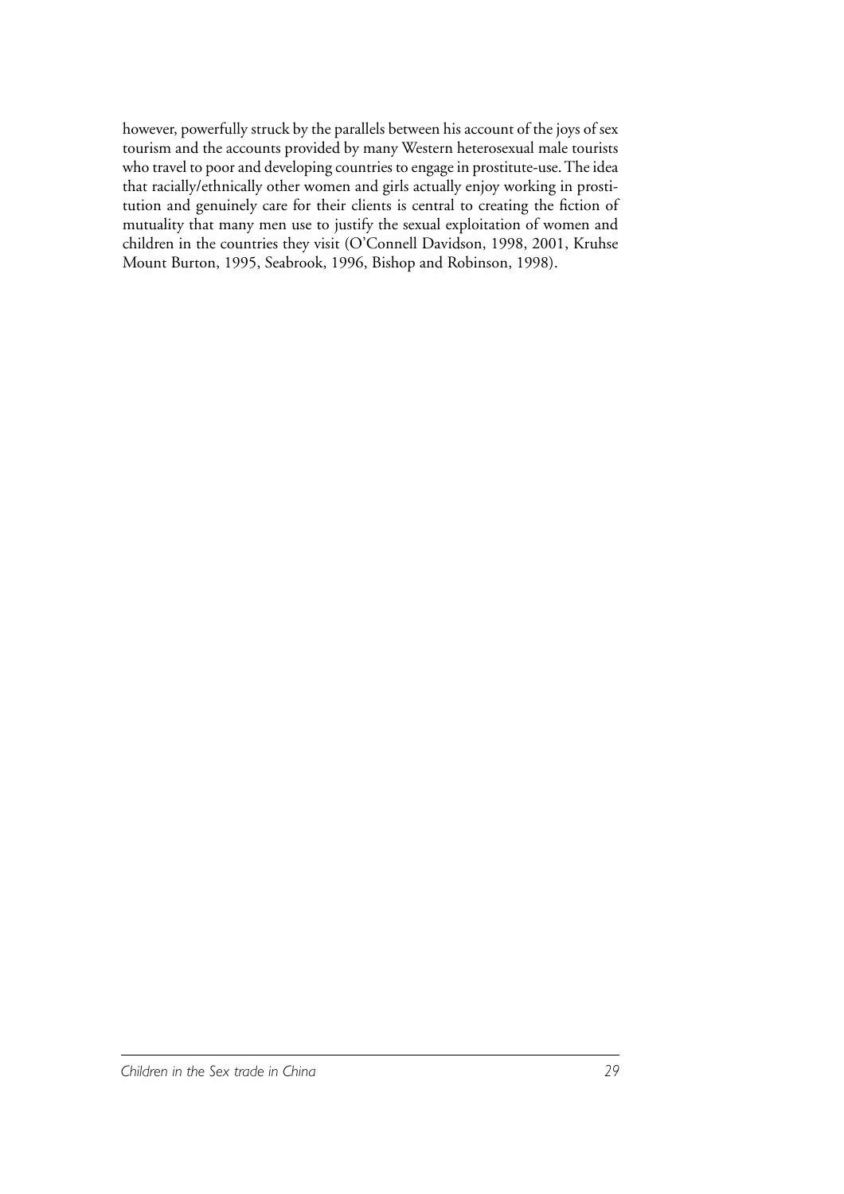however, powerfully struck by the parallels between his account of the joys of sex tourism and the accounts provided by many Western heterosexual male tourists who travel to poor and developing countries to engage in prostitute-use. The idea that racially/ethnically other women and girls actually enjoy working in prostitution and genuinely care for their clients is central to creating the fiction of mutuality that many men use to justify the sexual exploitation of women and children in the countries they visit (O'Connell Davidson, 1998, 2001, Kruhse Mount Burton, 1995, Seabrook, 1996, Bishop and Robinson, 1998).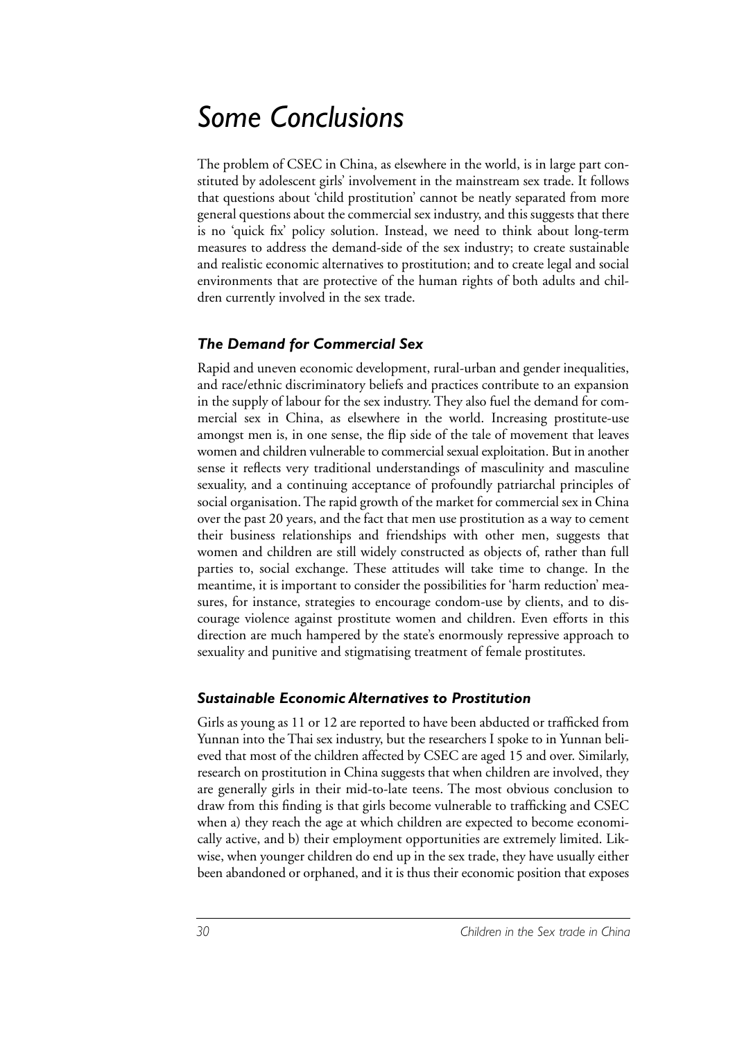# Some Conclusions

The problem of CSEC in China, as elsewhere in the world, is in large part constituted by adolescent girls' involvement in the mainstream sex trade. It follows that questions about 'child prostitution' cannot be neatly separated from more general questions about the commercial sex industry, and this suggests that there is no 'quick fix' policy solution. Instead, we need to think about long-term measures to address the demand-side of the sex industry; to create sustainable and realistic economic alternatives to prostitution; and to create legal and social environments that are protective of the human rights of both adults and children currently involved in the sex trade.

### *The Demand for Commercial Sex*

Rapid and uneven economic development, rural-urban and gender inequalities, and race/ethnic discriminatory beliefs and practices contribute to an expansion in the supply of labour for the sex industry. They also fuel the demand for commercial sex in China, as elsewhere in the world. Increasing prostitute-use amongst men is, in one sense, the flip side of the tale of movement that leaves women and children vulnerable to commercial sexual exploitation. But in another sense it reflects very traditional understandings of masculinity and masculine sexuality, and a continuing acceptance of profoundly patriarchal principles of social organisation. The rapid growth of the market for commercial sex in China over the past 20 years, and the fact that men use prostitution as a way to cement their business relationships and friendships with other men, suggests that women and children are still widely constructed as objects of, rather than full parties to, social exchange. These attitudes will take time to change. In the meantime, it is important to consider the possibilities for 'harm reduction' measures, for instance, strategies to encourage condom-use by clients, and to discourage violence against prostitute women and children. Even efforts in this direction are much hampered by the state's enormously repressive approach to sexuality and punitive and stigmatising treatment of female prostitutes.

### *Sustainable Economic Alternatives to Prostitution*

Girls as young as 11 or 12 are reported to have been abducted or trafficked from Yunnan into the Thai sex industry, but the researchers I spoke to in Yunnan believed that most of the children affected by CSEC are aged 15 and over. Similarly, research on prostitution in China suggests that when children are involved, they are generally girls in their mid-to-late teens. The most obvious conclusion to draw from this finding is that girls become vulnerable to trafficking and CSEC when a) they reach the age at which children are expected to become economically active, and b) their employment opportunities are extremely limited. Likewise, when younger children do end up in the sex trade, they have usually either been abandoned or orphaned, and it is thus their economic position that exposes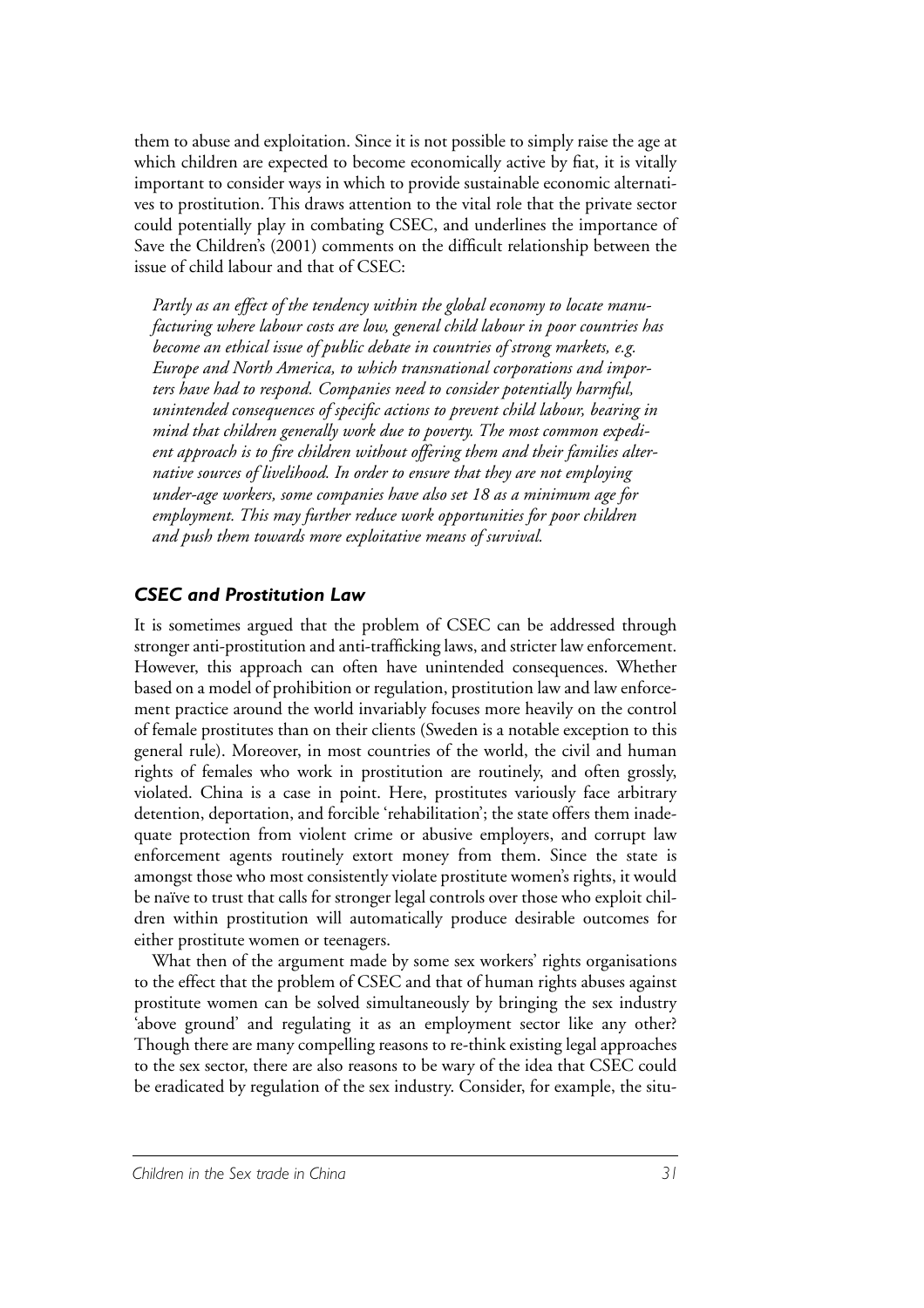them to abuse and exploitation. Since it is not possible to simply raise the age at which children are expected to become economically active by fiat, it is vitally important to consider ways in which to provide sustainable economic alternatives to prostitution. This draws attention to the vital role that the private sector could potentially play in combating CSEC, and underlines the importance of Save the Children's (2001) comments on the difficult relationship between the issue of child labour and that of CSEC:

> *Partly as an effect of the tendency within the global economy to locate manufacturing where labour costs are low, general child labour in poor countries has become an ethical issue of public debate in countries of strong markets, e.g. Europe and North America, to which transnational corporations and importers have had to respond. Companies need to consider potentially harmful, unintended consequences of specific actions to prevent child labour, bearing in mind that children generally work due to poverty. The most common expedient approach is to fire children without offering them and their families alternative sources of livelihood. In order to ensure that they are not employing under-age workers, some companies have also set 18 as a minimum age for employment. This may further reduce work opportunities for poor children and push them towards more exploitative means of survival.*

### *CSEC and Prostitution Law*

It is sometimes argued that the problem of CSEC can be addressed through stronger anti-prostitution and anti-trafficking laws, and stricter law enforcement. However, this approach can often have unintended consequences. Whether based on a model of prohibition or regulation, prostitution law and law enforcement practice around the world invariably focuses more heavily on the control of female prostitutes than on their clients (Sweden is a notable exception to this general rule). Moreover, in most countries of the world, the civil and human rights of females who work in prostitution are routinely, and often grossly, violated. China is a case in point. Here, prostitutes variously face arbitrary detention, deportation, and forcible 'rehabilitation'; the state offers them inadequate protection from violent crime or abusive employers, and corrupt law enforcement agents routinely extort money from them. Since the state is amongst those who most consistently violate prostitute women's rights, it would be naïve to trust that calls for stronger legal controls over those who exploit children within prostitution will automatically produce desirable outcomes for either prostitute women or teenagers.

What then of the argument made by some sex workers' rights organisations to the effect that the problem of CSEC and that of human rights abuses against prostitute women can be solved simultaneously by bringing the sex industry 'above ground' and regulating it as an employment sector like any other? Though there are many compelling reasons to re-think existing legal approaches to the sex sector, there are also reasons to be wary of the idea that CSEC could be eradicated by regulation of the sex industry. Consider, for example, the situ-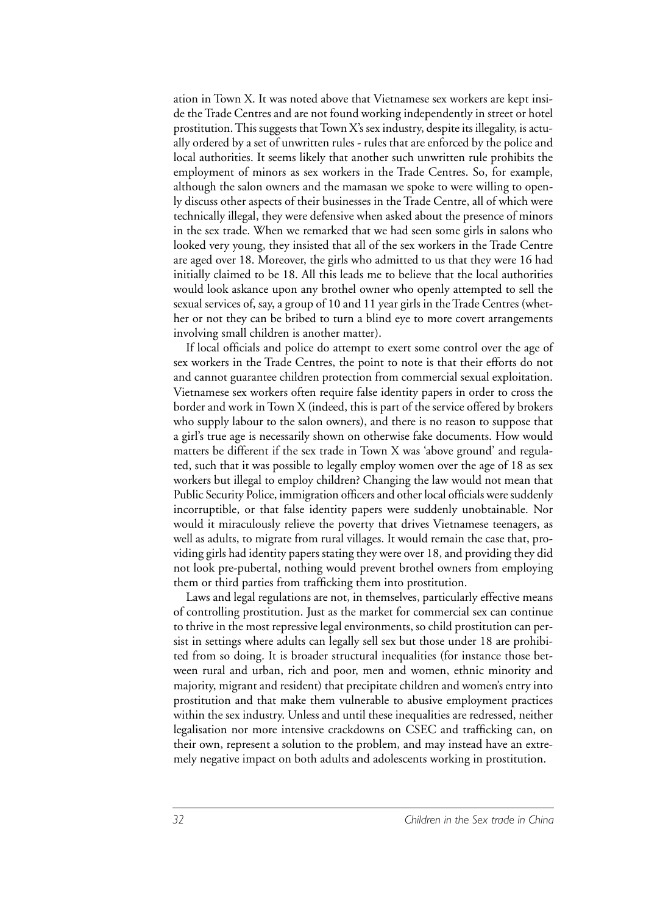ation in Town X. It was noted above that Vietnamese sex workers are kept inside the Trade Centres and are not found working independently in street or hotel prostitution. This suggests that Town X's sex industry, despite its illegality, is actually ordered by a set of unwritten rules - rules that are enforced by the police and local authorities. It seems likely that another such unwritten rule prohibits the employment of minors as sex workers in the Trade Centres. So, for example, although the salon owners and the mamasan we spoke to were willing to openly discuss other aspects of their businesses in the Trade Centre, all of which were technically illegal, they were defensive when asked about the presence of minors in the sex trade. When we remarked that we had seen some girls in salons who looked very young, they insisted that all of the sex workers in the Trade Centre are aged over 18. Moreover, the girls who admitted to us that they were 16 had initially claimed to be 18. All this leads me to believe that the local authorities would look askance upon any brothel owner who openly attempted to sell the sexual services of, say, a group of 10 and 11 year girls in the Trade Centres (whether or not they can be bribed to turn a blind eye to more covert arrangements involving small children is another matter).

If local officials and police do attempt to exert some control over the age of sex workers in the Trade Centres, the point to note is that their efforts do not and cannot guarantee children protection from commercial sexual exploitation. Vietnamese sex workers often require false identity papers in order to cross the border and work in Town X (indeed, this is part of the service offered by brokers who supply labour to the salon owners), and there is no reason to suppose that a girl's true age is necessarily shown on otherwise fake documents. How would matters be different if the sex trade in Town X was 'above ground' and regulated, such that it was possible to legally employ women over the age of 18 as sex workers but illegal to employ children? Changing the law would not mean that Public Security Police, immigration officers and other local officials were suddenly incorruptible, or that false identity papers were suddenly unobtainable. Nor would it miraculously relieve the poverty that drives Vietnamese teenagers, as well as adults, to migrate from rural villages. It would remain the case that, providing girls had identity papers stating they were over 18, and providing they did not look pre-pubertal, nothing would prevent brothel owners from employing them or third parties from trafficking them into prostitution.

Laws and legal regulations are not, in themselves, particularly effective means of controlling prostitution. Just as the market for commercial sex can continue to thrive in the most repressive legal environments, so child prostitution can persist in settings where adults can legally sell sex but those under 18 are prohibited from so doing. It is broader structural inequalities (for instance those between rural and urban, rich and poor, men and women, ethnic minority and majority, migrant and resident) that precipitate children and women's entry into prostitution and that make them vulnerable to abusive employment practices within the sex industry. Unless and until these inequalities are redressed, neither legalisation nor more intensive crackdowns on CSEC and trafficking can, on their own, represent a solution to the problem, and may instead have an extremely negative impact on both adults and adolescents working in prostitution.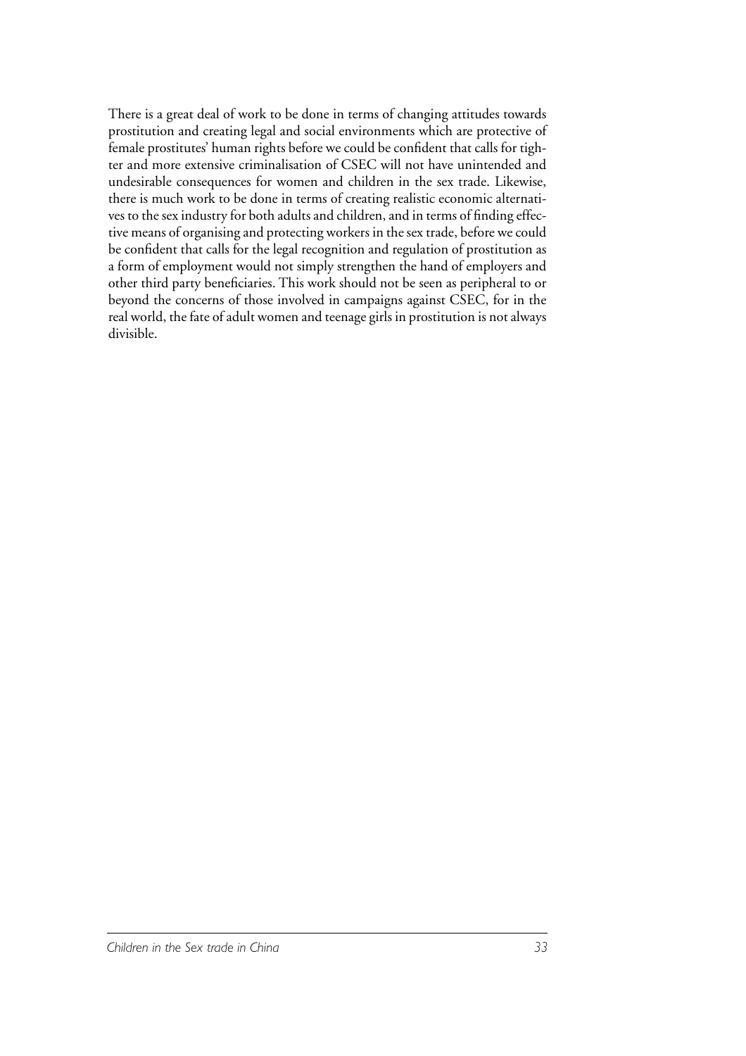There is a great deal of work to be done in terms of changing attitudes towards prostitution and creating legal and social environments which are protective of female prostitutes' human rights before we could be confident that calls for tighter and more extensive criminalisation of CSEC will not have unintended and undesirable consequences for women and children in the sex trade. Likewise, there is much work to be done in terms of creating realistic economic alternatives to the sex industry for both adults and children, and in terms of finding effective means of organising and protecting workers in the sex trade, before we could be confident that calls for the legal recognition and regulation of prostitution as a form of employment would not simply strengthen the hand of employers and other third party beneficiaries. This work should not be seen as peripheral to or beyond the concerns of those involved in campaigns against CSEC, for in the real world, the fate of adult women and teenage girls in prostitution is not always divisible.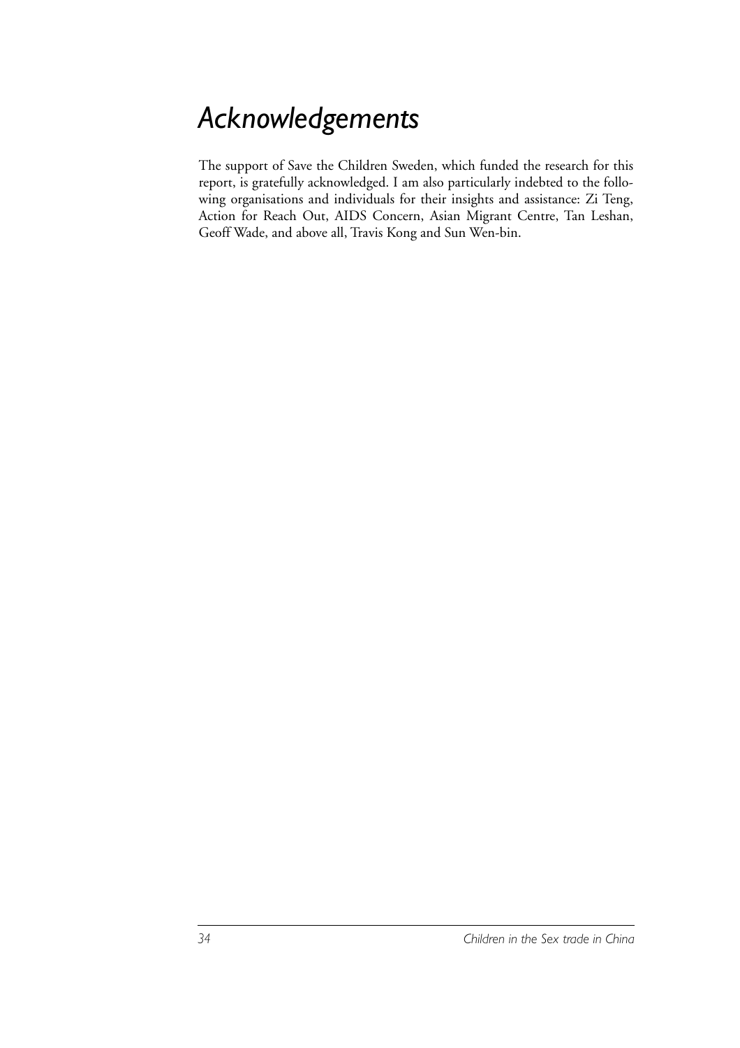# Acknowledgements

The support of Save the Children Sweden, which funded the research for this report, is gratefully acknowledged. I am also particularly indebted to the following organisations and individuals for their insights and assistance: Zi Teng, Action for Reach Out, AIDS Concern, Asian Migrant Centre, Tan Leshan, Geoff Wade, and above all, Travis Kong and Sun Wen-bin.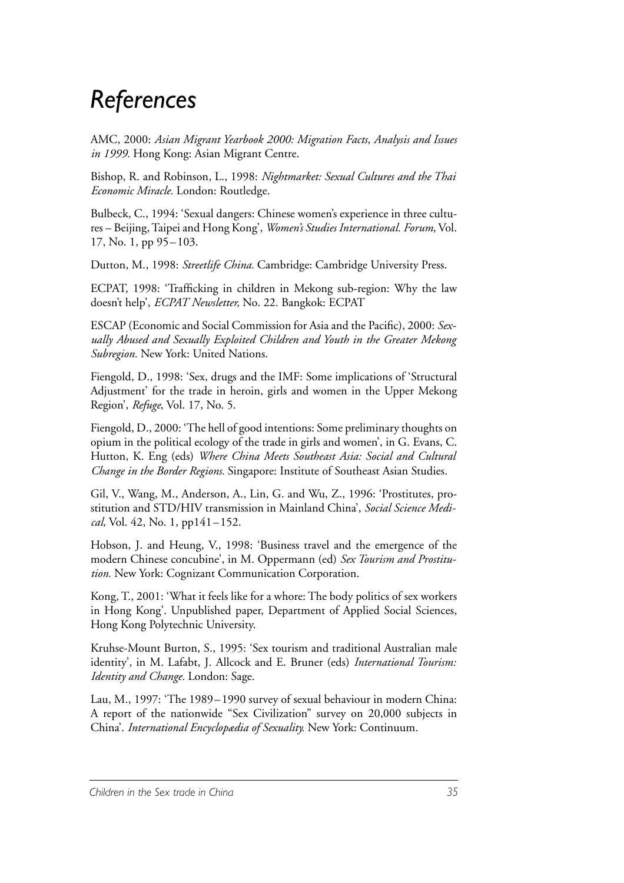# *References*

AMC, 2000: *Asian Migrant Yearbook 2000: Migration Facts, Analysis and Issues in 1999.* Hong Kong: Asian Migrant Centre.

Bishop, R. and Robinson, L., 1998: *Nightmarket: Sexual Cultures and the Thai Economic Miracle.* London: Routledge.

Bulbeck, C., 1994: 'Sexual dangers: Chinese women's experience in three cultures – Beijing, Taipei and Hong Kong', *Women's Studies International. Forum*, Vol. 17, No. 1, pp 95–103.

Dutton, M., 1998: *Streetlife China.* Cambridge: Cambridge University Press.

ECPAT, 1998: 'Trafficking in children in Mekong sub-region: Why the law doesn't help', *ECPAT Newsletter,* No. 22. Bangkok: ECPAT

ESCAP (Economic and Social Commission for Asia and the Pacific), 2000: *Sexually Abused and Sexually Exploited Children and Youth in the Greater Mekong Subregion.* New York: United Nations.

Fiengold, D., 1998: 'Sex, drugs and the IMF: Some implications of 'Structural Adjustment' for the trade in heroin, girls and women in the Upper Mekong Region', *Refuge*, Vol. 17, No. 5.

Fiengold, D., 2000: 'The hell of good intentions: Some preliminary thoughts on opium in the political ecology of the trade in girls and women', in G. Evans, C. Hutton, K. Eng (eds) *Where China Meets Southeast Asia: Social and Cultural Change in the Border Regions.* Singapore: Institute of Southeast Asian Studies.

Gil, V., Wang, M., Anderson, A., Lin, G. and Wu, Z., 1996: 'Prostitutes, prostitution and STD/HIV transmission in Mainland China', *Social Science Medical,* Vol. 42, No. 1, pp141–152.

Hobson, J. and Heung, V., 1998: 'Business travel and the emergence of the modern Chinese concubine', in M. Oppermann (ed) *Sex Tourism and Prostitution.* New York: Cognizant Communication Corporation.

Kong, T., 2001: 'What it feels like for a whore: The body politics of sex workers in Hong Kong'. Unpublished paper, Department of Applied Social Sciences, Hong Kong Polytechnic University.

Kruhse-Mount Burton, S., 1995: 'Sex tourism and traditional Australian male identity', in M. Lafabt, J. Allcock and E. Bruner (eds) *International Tourism: Identity and Change.* London: Sage.

Lau, M., 1997: 'The 1989–1990 survey of sexual behaviour in modern China: A report of the nationwide "Sex Civilization" survey on 20,000 subjects in China'. *International Encyclopædia of Sexuality.* New York: Continuum.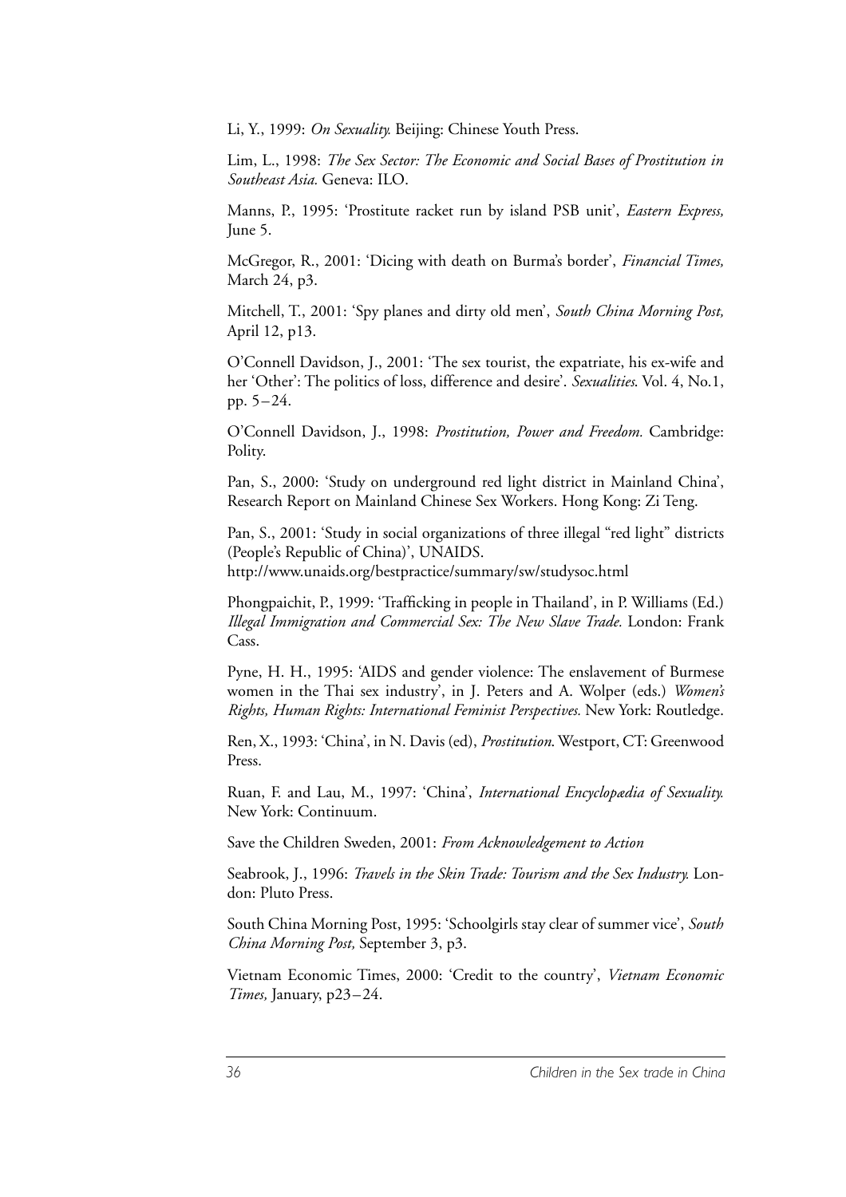Li, Y., 1999: *On Sexuality.* Beijing: Chinese Youth Press.

Lim, L., 1998: *The Sex Sector: The Economic and Social Bases of Prostitution in Southeast Asia.* Geneva: ILO.

Manns, P., 1995: 'Prostitute racket run by island PSB unit', *Eastern Express,* June 5.

McGregor, R., 2001: 'Dicing with death on Burma's border', *Financial Times,* March 24, p3.

Mitchell, T., 2001: 'Spy planes and dirty old men', *South China Morning Post,* April 12, p13.

O'Connell Davidson, J., 2001: 'The sex tourist, the expatriate, his ex-wife and her 'Other': The politics of loss, difference and desire'. *Sexualities.* Vol. 4, No.1, pp. 5–24.

O'Connell Davidson, J., 1998: *Prostitution, Power and Freedom.* Cambridge: Polity.

Pan, S., 2000: 'Study on underground red light district in Mainland China', Research Report on Mainland Chinese Sex Workers. Hong Kong: Zi Teng.

Pan, S., 2001: 'Study in social organizations of three illegal "red light" districts (People's Republic of China)', UNAIDS.
http://www.unaids.org/bestpractice/summary/sw/studysoc.html

Phongpaichit, P., 1999: 'Trafficking in people in Thailand', in P. Williams (Ed.) *Illegal Immigration and Commercial Sex: The New Slave Trade.* London: Frank Cass.

Pyne, H. H., 1995: 'AIDS and gender violence: The enslavement of Burmese women in the Thai sex industry', in J. Peters and A. Wolper (eds.) *Women's Rights, Human Rights: International Feminist Perspectives.* New York: Routledge.

Ren, X., 1993: 'China', in N. Davis (ed), *Prostitution.* Westport, CT: Greenwood Press.

Ruan, F. and Lau, M., 1997: 'China', *International Encyclopædia of Sexuality.* New York: Continuum.

Save the Children Sweden, 2001: *From Acknowledgement to Action*

Seabrook, J., 1996: *Travels in the Skin Trade: Tourism and the Sex Industry.* London: Pluto Press.

South China Morning Post, 1995: 'Schoolgirls stay clear of summer vice', *South China Morning Post,* September 3, p3.

Vietnam Economic Times, 2000: 'Credit to the country', *Vietnam Economic Times,* January, p23–24.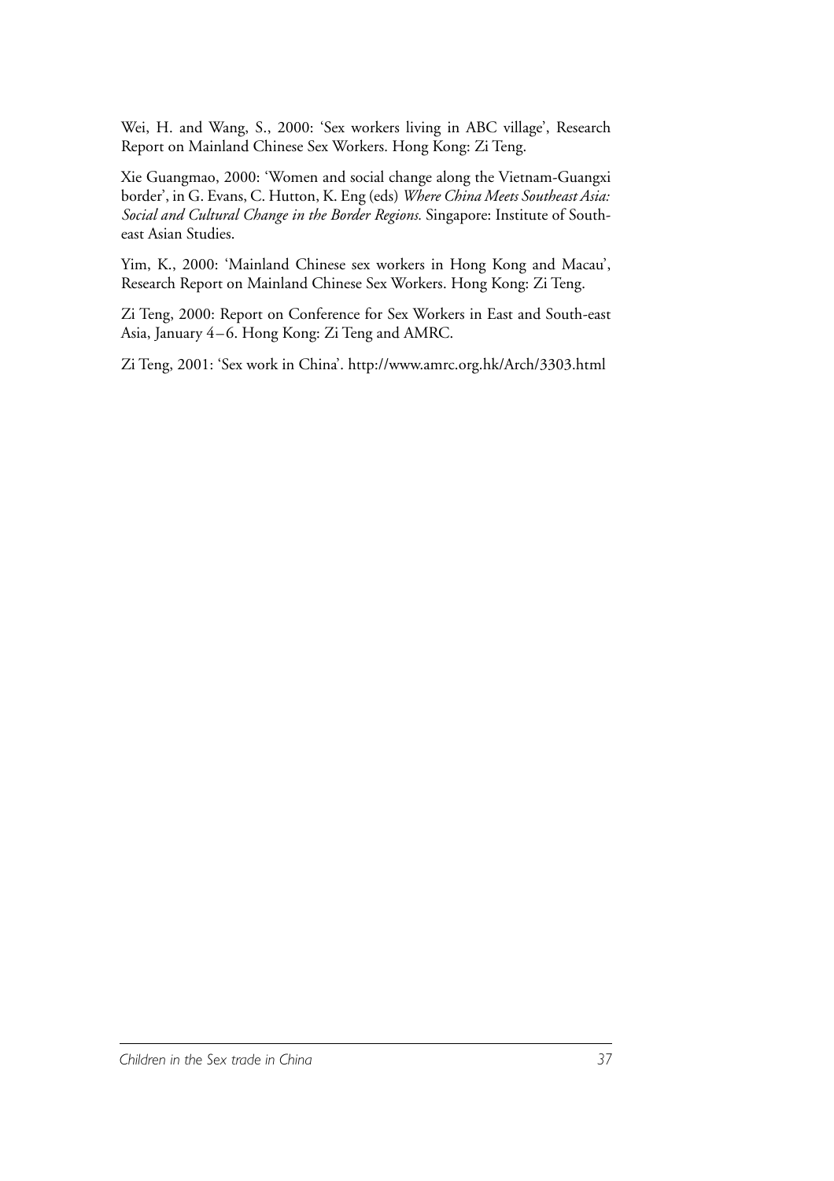Wei, H. and Wang, S., 2000: 'Sex workers living in ABC village', Research Report on Mainland Chinese Sex Workers. Hong Kong: Zi Teng.

Xie Guangmao, 2000: 'Women and social change along the Vietnam-Guangxi border', in G. Evans, C. Hutton, K. Eng (eds) *Where China Meets Southeast Asia: Social and Cultural Change in the Border Regions.* Singapore: Institute of South-east Asian Studies.

Yim, K., 2000: 'Mainland Chinese sex workers in Hong Kong and Macau', Research Report on Mainland Chinese Sex Workers. Hong Kong: Zi Teng.

Zi Teng, 2000: Report on Conference for Sex Workers in East and South-east Asia, January 4–6. Hong Kong: Zi Teng and AMRC.

Zi Teng, 2001: 'Sex work in China'. http://www.amrc.org.hk/Arch/3303.html